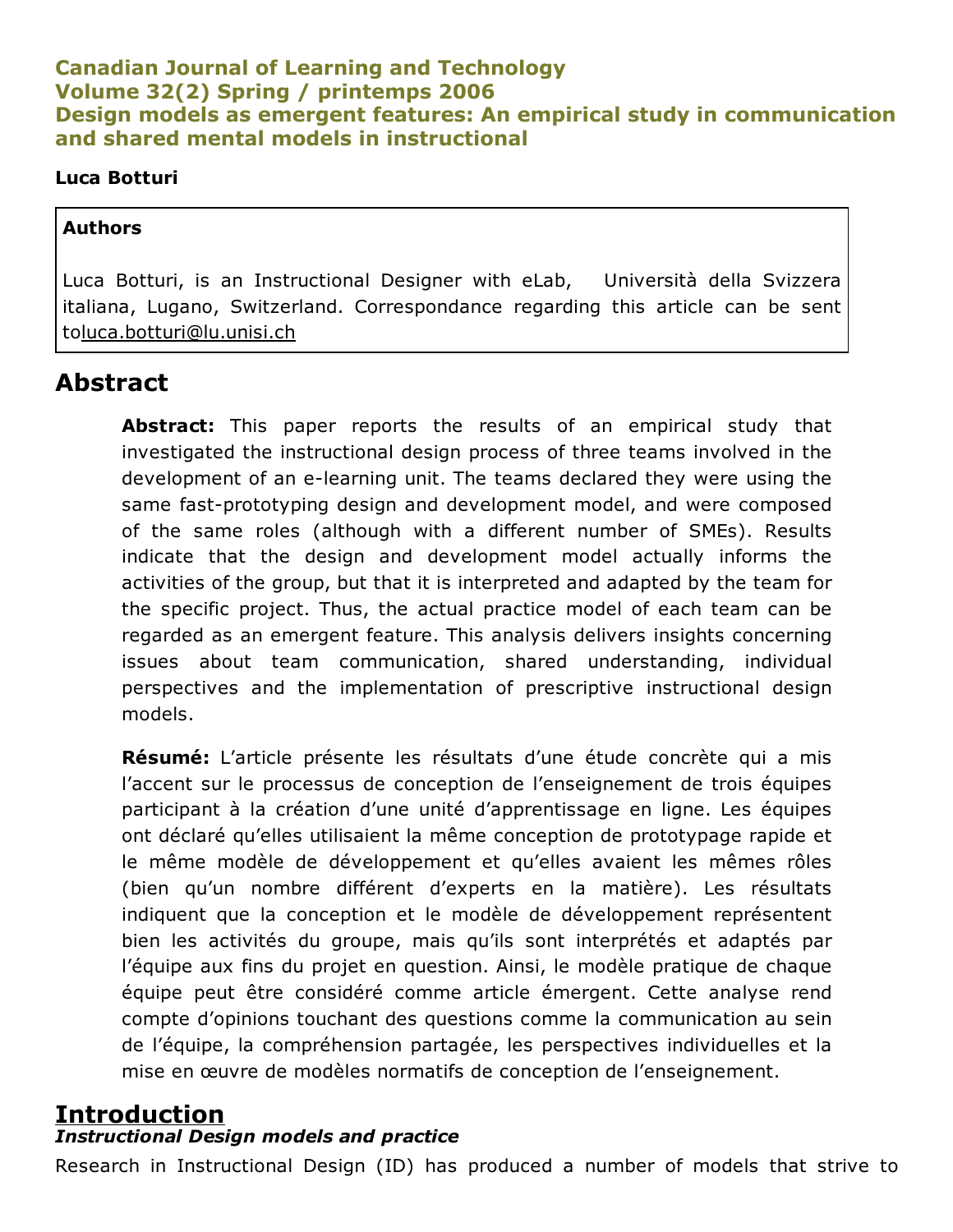**Canadian Journal of Learning and Technology**
**Volume 32(2) Spring / printemps 2006**
**Design models as emergent features: An empirical study in communication and shared mental models in instructional**

**Luca Botturi**

**Authors**

Luca Botturi, is an Instructional Designer with eLab, Università della Svizzera italiana, Lugano, Switzerland. Correspondance regarding this article can be sent toluca.botturi@lu.unisi.ch

# Abstract

**Abstract:** This paper reports the results of an empirical study that investigated the instructional design process of three teams involved in the development of an e-learning unit. The teams declared they were using the same fast-prototyping design and development model, and were composed of the same roles (although with a different number of SMEs). Results indicate that the design and development model actually informs the activities of the group, but that it is interpreted and adapted by the team for the specific project. Thus, the actual practice model of each team can be regarded as an emergent feature. This analysis delivers insights concerning issues about team communication, shared understanding, individual perspectives and the implementation of prescriptive instructional design models.

**Résumé:** L'article présente les résultats d'une étude concrète qui a mis l'accent sur le processus de conception de l'enseignement de trois équipes participant à la création d'une unité d'apprentissage en ligne. Les équipes ont déclaré qu'elles utilisaient la même conception de prototypage rapide et le même modèle de développement et qu'elles avaient les mêmes rôles (bien qu'un nombre différent d'experts en la matière). Les résultats indiquent que la conception et le modèle de développement représentent bien les activités du groupe, mais qu'ils sont interprétés et adaptés par l'équipe aux fins du projet en question. Ainsi, le modèle pratique de chaque équipe peut être considéré comme article émergent. Cette analyse rend compte d'opinions touchant des questions comme la communication au sein de l'équipe, la compréhension partagée, les perspectives individuelles et la mise en œuvre de modèles normatifs de conception de l'enseignement.

# Introduction

### *Instructional Design models and practice*

Research in Instructional Design (ID) has produced a number of models that strive to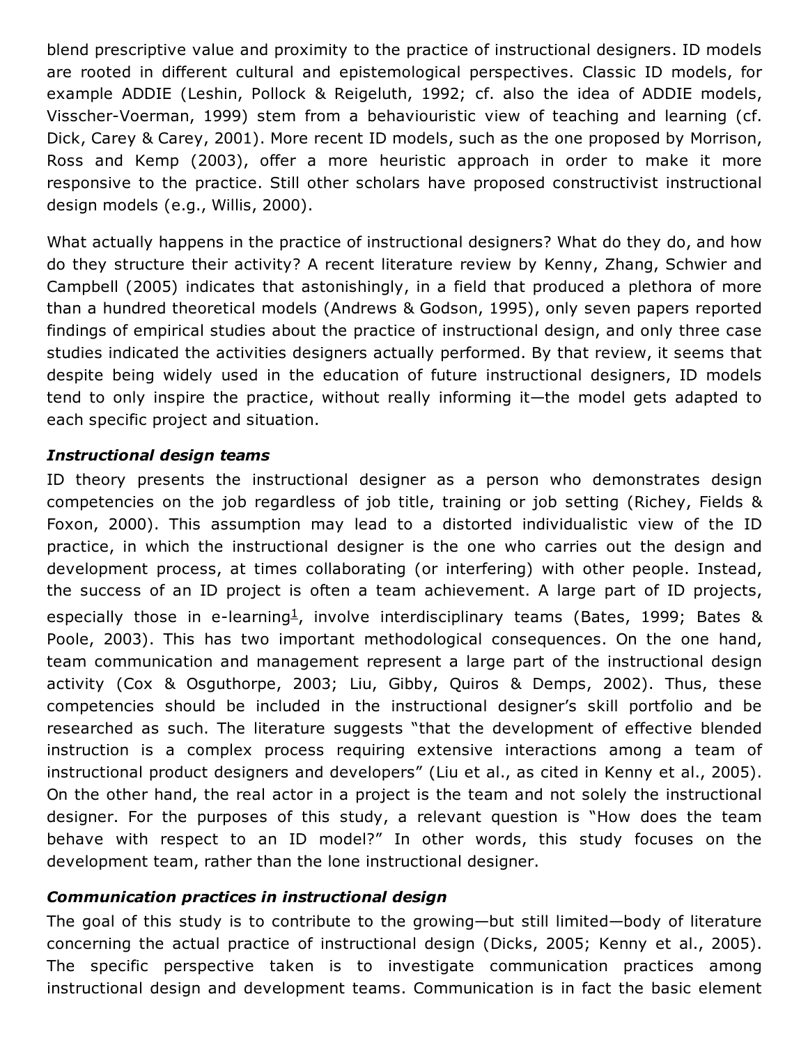blend prescriptive value and proximity to the practice of instructional designers. ID models are rooted in different cultural and epistemological perspectives. Classic ID models, for example ADDIE (Leshin, Pollock & Reigeluth, 1992; cf. also the idea of ADDIE models, Visscher-Voerman, 1999) stem from a behaviouristic view of teaching and learning (cf. Dick, Carey & Carey, 2001). More recent ID models, such as the one proposed by Morrison, Ross and Kemp (2003), offer a more heuristic approach in order to make it more responsive to the practice. Still other scholars have proposed constructivist instructional design models (e.g., Willis, 2000).

What actually happens in the practice of instructional designers? What do they do, and how do they structure their activity? A recent literature review by Kenny, Zhang, Schwier and Campbell (2005) indicates that astonishingly, in a field that produced a plethora of more than a hundred theoretical models (Andrews & Godson, 1995), only seven papers reported findings of empirical studies about the practice of instructional design, and only three case studies indicated the activities designers actually performed. By that review, it seems that despite being widely used in the education of future instructional designers, ID models tend to only inspire the practice, without really informing it—the model gets adapted to each specific project and situation.

### *Instructional design teams*

ID theory presents the instructional designer as a person who demonstrates design competencies on the job regardless of job title, training or job setting (Richey, Fields & Foxon, 2000). This assumption may lead to a distorted individualistic view of the ID practice, in which the instructional designer is the one who carries out the design and development process, at times collaborating (or interfering) with other people. Instead, the success of an ID project is often a team achievement. A large part of ID projects, especially those in e-learning[1], involve interdisciplinary teams (Bates, 1999; Bates & Poole, 2003). This has two important methodological consequences. On the one hand, team communication and management represent a large part of the instructional design activity (Cox & Osguthorpe, 2003; Liu, Gibby, Quiros & Demps, 2002). Thus, these competencies should be included in the instructional designer's skill portfolio and be researched as such. The literature suggests "that the development of effective blended instruction is a complex process requiring extensive interactions among a team of instructional product designers and developers" (Liu et al., as cited in Kenny et al., 2005). On the other hand, the real actor in a project is the team and not solely the instructional designer. For the purposes of this study, a relevant question is "How does the team behave with respect to an ID model?" In other words, this study focuses on the development team, rather than the lone instructional designer.

### *Communication practices in instructional design*

The goal of this study is to contribute to the growing—but still limited—body of literature concerning the actual practice of instructional design (Dicks, 2005; Kenny et al., 2005). The specific perspective taken is to investigate communication practices among instructional design and development teams. Communication is in fact the basic element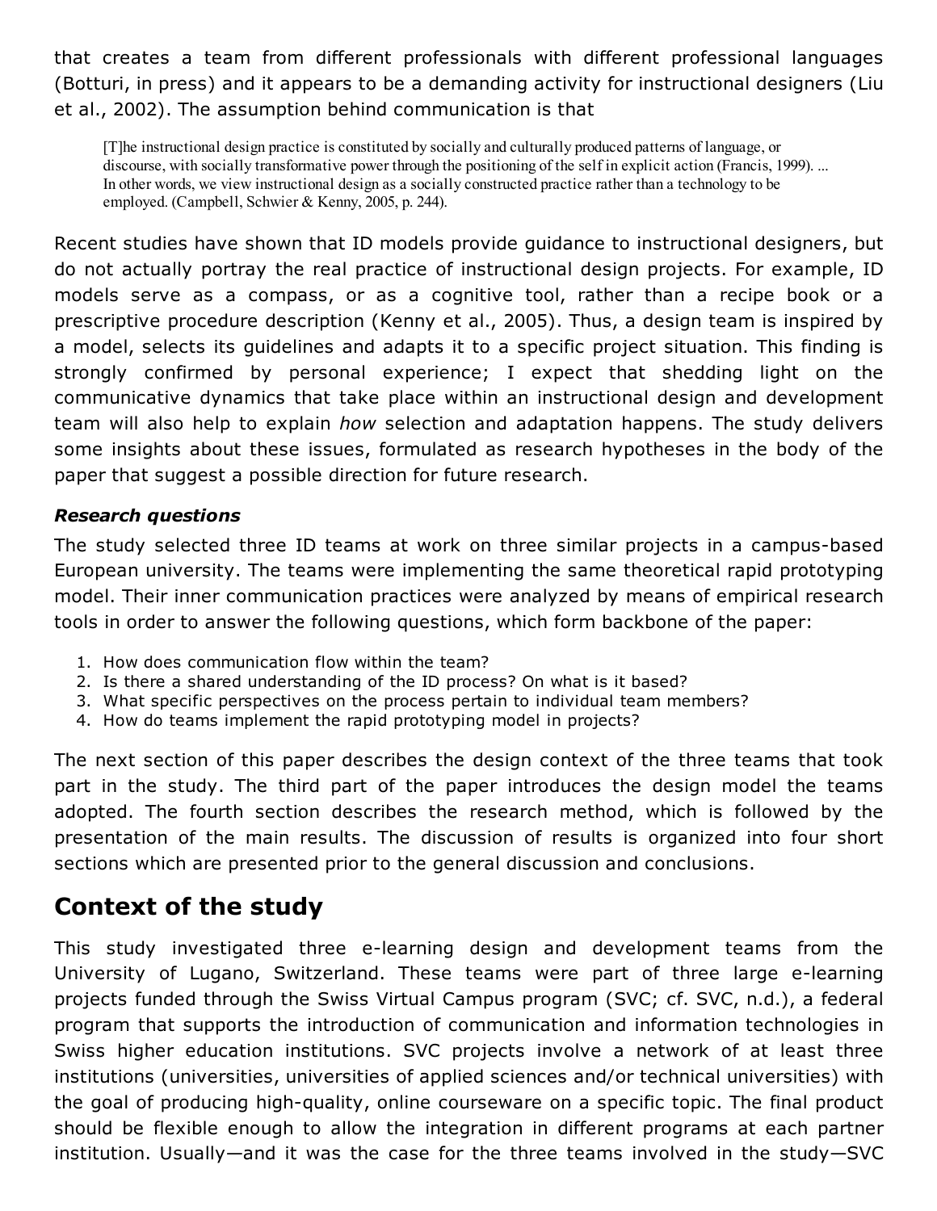that creates a team from different professionals with different professional languages (Botturi, in press) and it appears to be a demanding activity for instructional designers (Liu et al., 2002). The assumption behind communication is that

> [T]he instructional design practice is constituted by socially and culturally produced patterns of language, or discourse, with socially transformative power through the positioning of the self in explicit action (Francis, 1999). ... In other words, we view instructional design as a socially constructed practice rather than a technology to be employed. (Campbell, Schwier & Kenny, 2005, p. 244).

Recent studies have shown that ID models provide guidance to instructional designers, but do not actually portray the real practice of instructional design projects. For example, ID models serve as a compass, or as a cognitive tool, rather than a recipe book or a prescriptive procedure description (Kenny et al., 2005). Thus, a design team is inspired by a model, selects its guidelines and adapts it to a specific project situation. This finding is strongly confirmed by personal experience; I expect that shedding light on the communicative dynamics that take place within an instructional design and development team will also help to explain *how* selection and adaptation happens. The study delivers some insights about these issues, formulated as research hypotheses in the body of the paper that suggest a possible direction for future research.

### *Research questions*

The study selected three ID teams at work on three similar projects in a campus-based European university. The teams were implementing the same theoretical rapid prototyping model. Their inner communication practices were analyzed by means of empirical research tools in order to answer the following questions, which form backbone of the paper:

1. How does communication flow within the team?
2. Is there a shared understanding of the ID process? On what is it based?
3. What specific perspectives on the process pertain to individual team members?
4. How do teams implement the rapid prototyping model in projects?

The next section of this paper describes the design context of the three teams that took part in the study. The third part of the paper introduces the design model the teams adopted. The fourth section describes the research method, which is followed by the presentation of the main results. The discussion of results is organized into four short sections which are presented prior to the general discussion and conclusions.

## Context of the study

This study investigated three e-learning design and development teams from the University of Lugano, Switzerland. These teams were part of three large e-learning projects funded through the Swiss Virtual Campus program (SVC; cf. SVC, n.d.), a federal program that supports the introduction of communication and information technologies in Swiss higher education institutions. SVC projects involve a network of at least three institutions (universities, universities of applied sciences and/or technical universities) with the goal of producing high-quality, online courseware on a specific topic. The final product should be flexible enough to allow the integration in different programs at each partner institution. Usually—and it was the case for the three teams involved in the study—SVC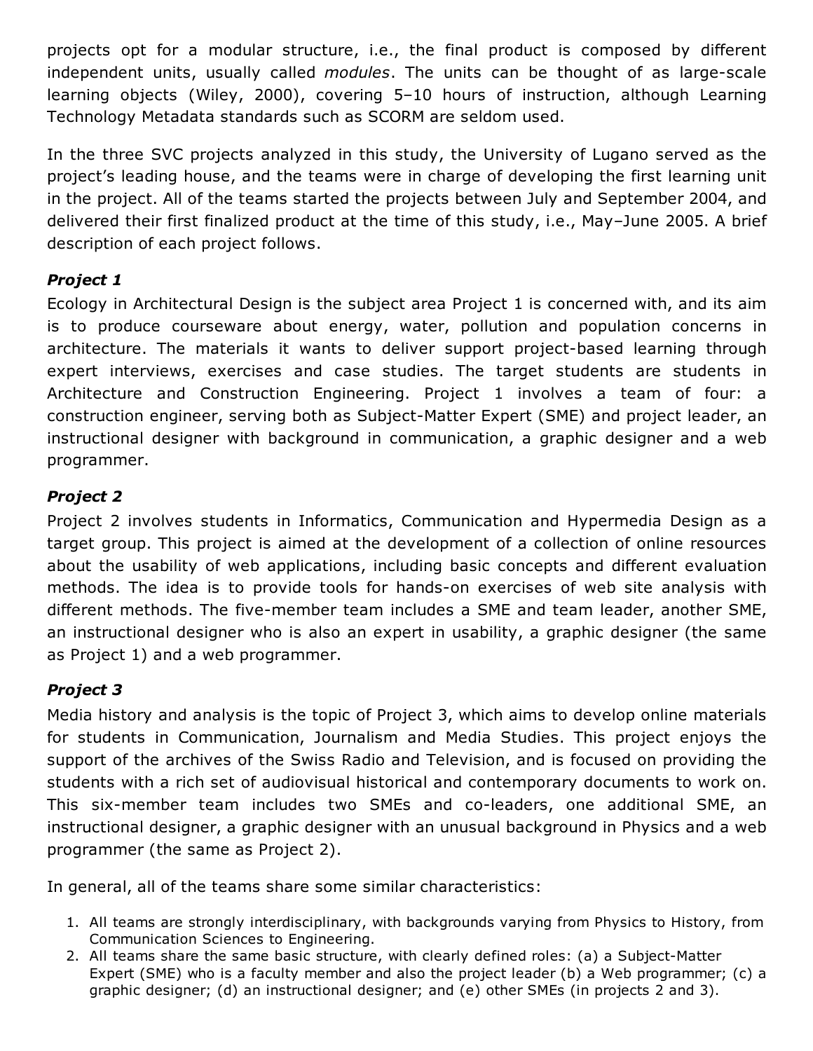projects opt for a modular structure, i.e., the final product is composed by different independent units, usually called *modules*. The units can be thought of as large-scale learning objects (Wiley, 2000), covering 5–10 hours of instruction, although Learning Technology Metadata standards such as SCORM are seldom used.

In the three SVC projects analyzed in this study, the University of Lugano served as the project's leading house, and the teams were in charge of developing the first learning unit in the project. All of the teams started the projects between July and September 2004, and delivered their first finalized product at the time of this study, i.e., May–June 2005. A brief description of each project follows.

***Project 1***

Ecology in Architectural Design is the subject area Project 1 is concerned with, and its aim is to produce courseware about energy, water, pollution and population concerns in architecture. The materials it wants to deliver support project-based learning through expert interviews, exercises and case studies. The target students are students in Architecture and Construction Engineering. Project 1 involves a team of four: a construction engineer, serving both as Subject-Matter Expert (SME) and project leader, an instructional designer with background in communication, a graphic designer and a web programmer.

***Project 2***

Project 2 involves students in Informatics, Communication and Hypermedia Design as a target group. This project is aimed at the development of a collection of online resources about the usability of web applications, including basic concepts and different evaluation methods. The idea is to provide tools for hands-on exercises of web site analysis with different methods. The five-member team includes a SME and team leader, another SME, an instructional designer who is also an expert in usability, a graphic designer (the same as Project 1) and a web programmer.

***Project 3***

Media history and analysis is the topic of Project 3, which aims to develop online materials for students in Communication, Journalism and Media Studies. This project enjoys the support of the archives of the Swiss Radio and Television, and is focused on providing the students with a rich set of audiovisual historical and contemporary documents to work on. This six-member team includes two SMEs and co-leaders, one additional SME, an instructional designer, a graphic designer with an unusual background in Physics and a web programmer (the same as Project 2).

In general, all of the teams share some similar characteristics:

1. All teams are strongly interdisciplinary, with backgrounds varying from Physics to History, from Communication Sciences to Engineering.
2. All teams share the same basic structure, with clearly defined roles: (a) a Subject-Matter Expert (SME) who is a faculty member and also the project leader (b) a Web programmer; (c) a graphic designer; (d) an instructional designer; and (e) other SMEs (in projects 2 and 3).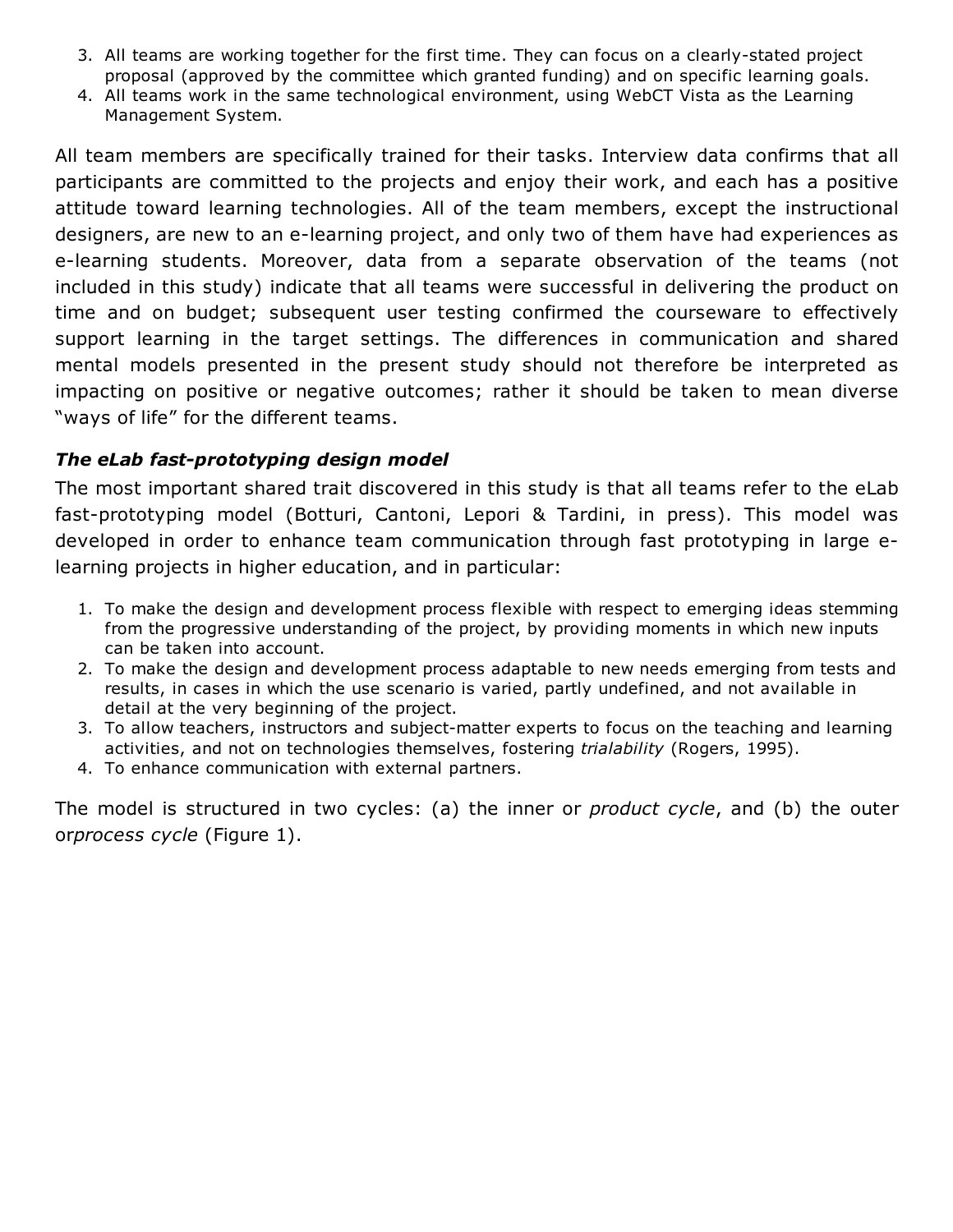3. All teams are working together for the first time. They can focus on a clearly-stated project proposal (approved by the committee which granted funding) and on specific learning goals.
4. All teams work in the same technological environment, using WebCT Vista as the Learning Management System.

All team members are specifically trained for their tasks. Interview data confirms that all participants are committed to the projects and enjoy their work, and each has a positive attitude toward learning technologies. All of the team members, except the instructional designers, are new to an e-learning project, and only two of them have had experiences as e-learning students. Moreover, data from a separate observation of the teams (not included in this study) indicate that all teams were successful in delivering the product on time and on budget; subsequent user testing confirmed the courseware to effectively support learning in the target settings. The differences in communication and shared mental models presented in the present study should not therefore be interpreted as impacting on positive or negative outcomes; rather it should be taken to mean diverse "ways of life" for the different teams.

### *The eLab fast-prototyping design model*

The most important shared trait discovered in this study is that all teams refer to the eLab fast-prototyping model (Botturi, Cantoni, Lepori & Tardini, in press). This model was developed in order to enhance team communication through fast prototyping in large e-learning projects in higher education, and in particular:

1. To make the design and development process flexible with respect to emerging ideas stemming from the progressive understanding of the project, by providing moments in which new inputs can be taken into account.
2. To make the design and development process adaptable to new needs emerging from tests and results, in cases in which the use scenario is varied, partly undefined, and not available in detail at the very beginning of the project.
3. To allow teachers, instructors and subject-matter experts to focus on the teaching and learning activities, and not on technologies themselves, fostering *trialability* (Rogers, 1995).
4. To enhance communication with external partners.

The model is structured in two cycles: (a) the inner or *product cycle*, and (b) the outer or*process cycle* (Figure 1).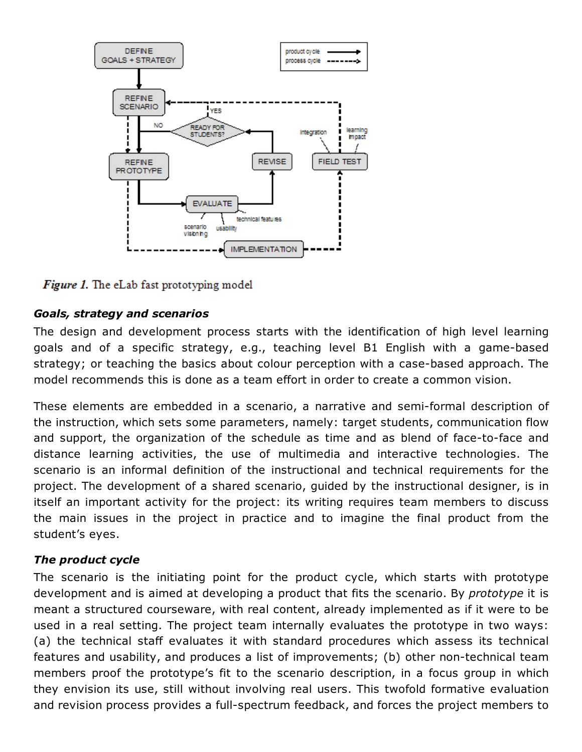**Figure 1.** The eLab fast prototyping model

***Goals, strategy and scenarios***

The design and development process starts with the identification of high level learning goals and of a specific strategy, e.g., teaching level B1 English with a game-based strategy; or teaching the basics about colour perception with a case-based approach. The model recommends this is done as a team effort in order to create a common vision.

These elements are embedded in a scenario, a narrative and semi-formal description of the instruction, which sets some parameters, namely: target students, communication flow and support, the organization of the schedule as time and as blend of face-to-face and distance learning activities, the use of multimedia and interactive technologies. The scenario is an informal definition of the instructional and technical requirements for the project. The development of a shared scenario, guided by the instructional designer, is in itself an important activity for the project: its writing requires team members to discuss the main issues in the project in practice and to imagine the final product from the student's eyes.

***The product cycle***

The scenario is the initiating point for the product cycle, which starts with prototype development and is aimed at developing a product that fits the scenario. By *prototype* it is meant a structured courseware, with real content, already implemented as if it were to be used in a real setting. The project team internally evaluates the prototype in two ways: (a) the technical staff evaluates it with standard procedures which assess its technical features and usability, and produces a list of improvements; (b) other non-technical team members proof the prototype's fit to the scenario description, in a focus group in which they envision its use, still without involving real users. This twofold formative evaluation and revision process provides a full-spectrum feedback, and forces the project members to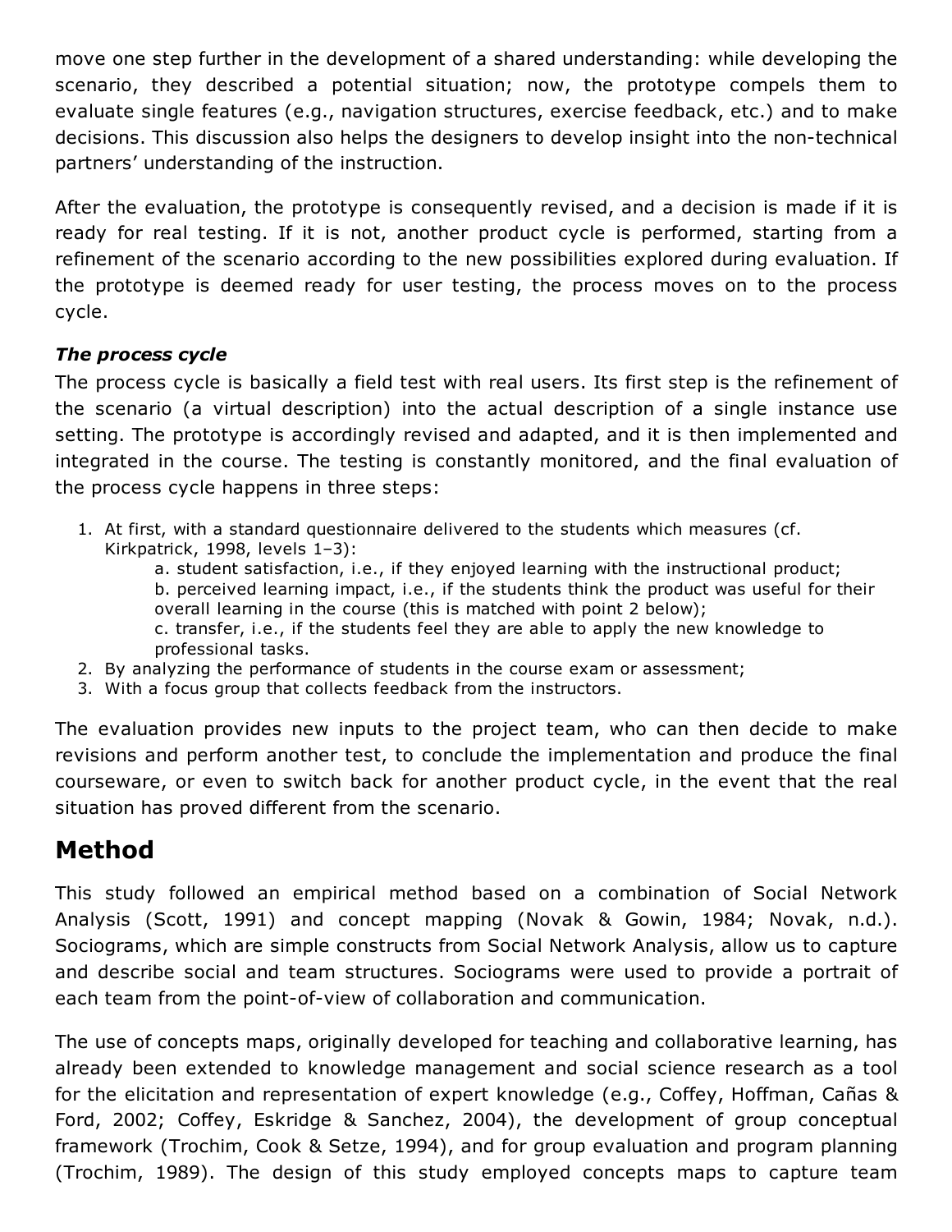move one step further in the development of a shared understanding: while developing the scenario, they described a potential situation; now, the prototype compels them to evaluate single features (e.g., navigation structures, exercise feedback, etc.) and to make decisions. This discussion also helps the designers to develop insight into the non-technical partners' understanding of the instruction.

After the evaluation, the prototype is consequently revised, and a decision is made if it is ready for real testing. If it is not, another product cycle is performed, starting from a refinement of the scenario according to the new possibilities explored during evaluation. If the prototype is deemed ready for user testing, the process moves on to the process cycle.

***The process cycle***

The process cycle is basically a field test with real users. Its first step is the refinement of the scenario (a virtual description) into the actual description of a single instance use setting. The prototype is accordingly revised and adapted, and it is then implemented and integrated in the course. The testing is constantly monitored, and the final evaluation of the process cycle happens in three steps:

1. At first, with a standard questionnaire delivered to the students which measures (cf. Kirkpatrick, 1998, levels 1–3):
   a. student satisfaction, i.e., if they enjoyed learning with the instructional product;
   b. perceived learning impact, i.e., if the students think the product was useful for their overall learning in the course (this is matched with point 2 below);
   c. transfer, i.e., if the students feel they are able to apply the new knowledge to professional tasks.
2. By analyzing the performance of students in the course exam or assessment;
3. With a focus group that collects feedback from the instructors.

The evaluation provides new inputs to the project team, who can then decide to make revisions and perform another test, to conclude the implementation and produce the final courseware, or even to switch back for another product cycle, in the event that the real situation has proved different from the scenario.

## Method

This study followed an empirical method based on a combination of Social Network Analysis (Scott, 1991) and concept mapping (Novak & Gowin, 1984; Novak, n.d.). Sociograms, which are simple constructs from Social Network Analysis, allow us to capture and describe social and team structures. Sociograms were used to provide a portrait of each team from the point-of-view of collaboration and communication.

The use of concepts maps, originally developed for teaching and collaborative learning, has already been extended to knowledge management and social science research as a tool for the elicitation and representation of expert knowledge (e.g., Coffey, Hoffman, Cañas & Ford, 2002; Coffey, Eskridge & Sanchez, 2004), the development of group conceptual framework (Trochim, Cook & Setze, 1994), and for group evaluation and program planning (Trochim, 1989). The design of this study employed concepts maps to capture team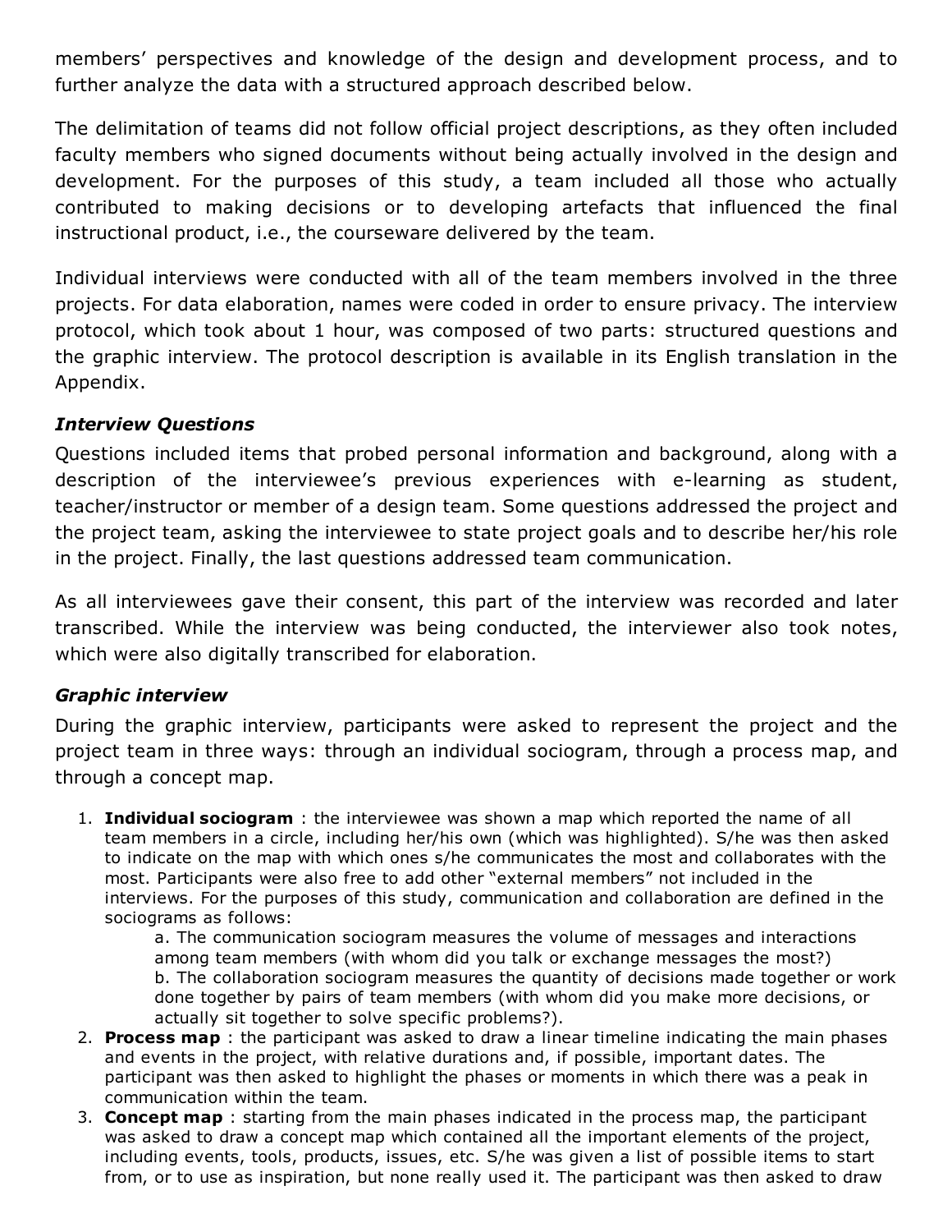members' perspectives and knowledge of the design and development process, and to further analyze the data with a structured approach described below.

The delimitation of teams did not follow official project descriptions, as they often included faculty members who signed documents without being actually involved in the design and development. For the purposes of this study, a team included all those who actually contributed to making decisions or to developing artefacts that influenced the final instructional product, i.e., the courseware delivered by the team.

Individual interviews were conducted with all of the team members involved in the three projects. For data elaboration, names were coded in order to ensure privacy. The interview protocol, which took about 1 hour, was composed of two parts: structured questions and the graphic interview. The protocol description is available in its English translation in the Appendix.

### *Interview Questions*

Questions included items that probed personal information and background, along with a description of the interviewee's previous experiences with e-learning as student, teacher/instructor or member of a design team. Some questions addressed the project and the project team, asking the interviewee to state project goals and to describe her/his role in the project. Finally, the last questions addressed team communication.

As all interviewees gave their consent, this part of the interview was recorded and later transcribed. While the interview was being conducted, the interviewer also took notes, which were also digitally transcribed for elaboration.

### *Graphic interview*

During the graphic interview, participants were asked to represent the project and the project team in three ways: through an individual sociogram, through a process map, and through a concept map.

1. **Individual sociogram** : the interviewee was shown a map which reported the name of all team members in a circle, including her/his own (which was highlighted). S/he was then asked to indicate on the map with which ones s/he communicates the most and collaborates with the most. Participants were also free to add other "external members" not included in the interviews. For the purposes of this study, communication and collaboration are defined in the sociograms as follows:
   a. The communication sociogram measures the volume of messages and interactions among team members (with whom did you talk or exchange messages the most?)
   b. The collaboration sociogram measures the quantity of decisions made together or work done together by pairs of team members (with whom did you make more decisions, or actually sit together to solve specific problems?).
2. **Process map** : the participant was asked to draw a linear timeline indicating the main phases and events in the project, with relative durations and, if possible, important dates. The participant was then asked to highlight the phases or moments in which there was a peak in communication within the team.
3. **Concept map** : starting from the main phases indicated in the process map, the participant was asked to draw a concept map which contained all the important elements of the project, including events, tools, products, issues, etc. S/he was given a list of possible items to start from, or to use as inspiration, but none really used it. The participant was then asked to draw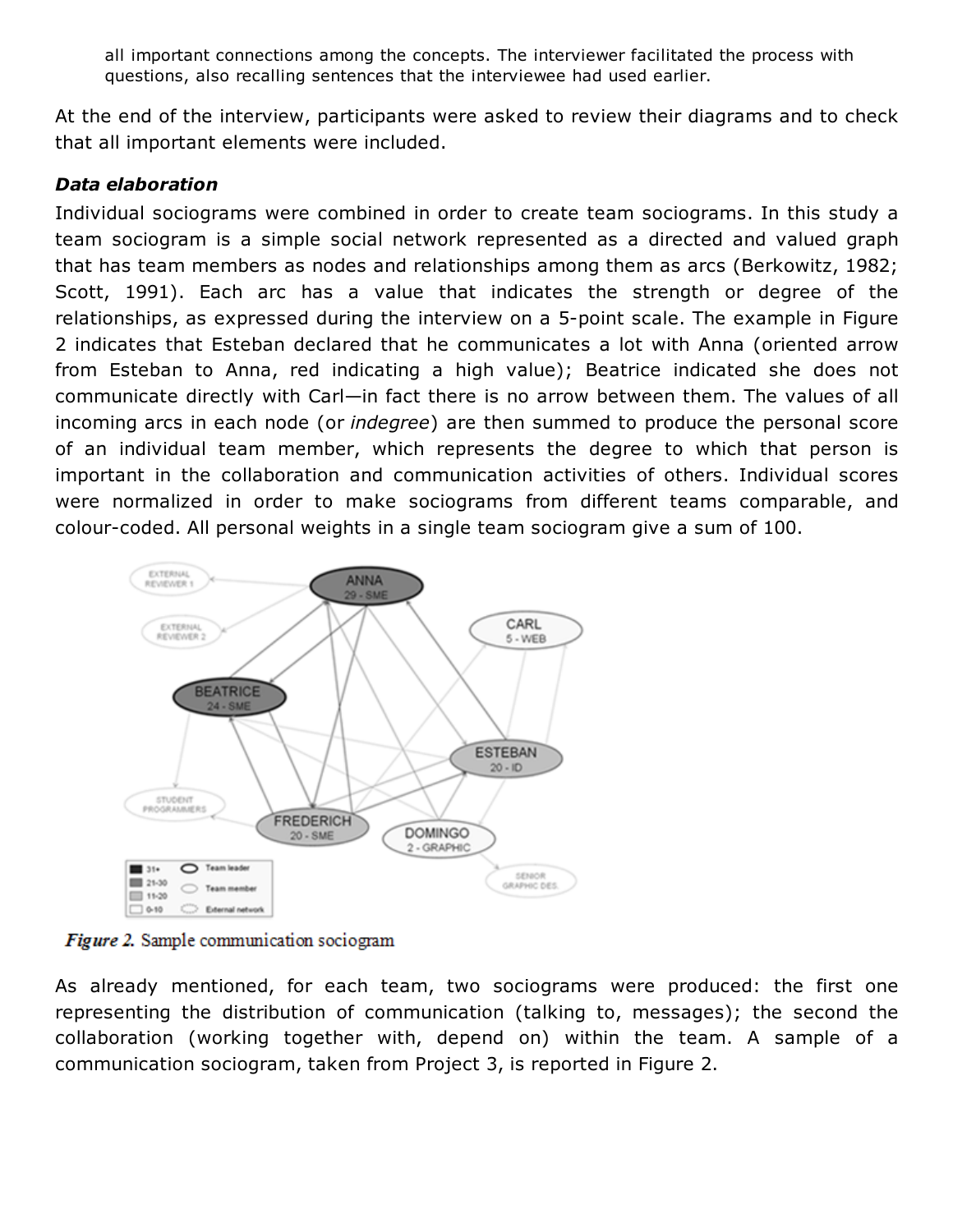all important connections among the concepts. The interviewer facilitated the process with questions, also recalling sentences that the interviewee had used earlier.

At the end of the interview, participants were asked to review their diagrams and to check that all important elements were included.

***Data elaboration***

Individual sociograms were combined in order to create team sociograms. In this study a team sociogram is a simple social network represented as a directed and valued graph that has team members as nodes and relationships among them as arcs (Berkowitz, 1982; Scott, 1991). Each arc has a value that indicates the strength or degree of the relationships, as expressed during the interview on a 5-point scale. The example in Figure 2 indicates that Esteban declared that he communicates a lot with Anna (oriented arrow from Esteban to Anna, red indicating a high value); Beatrice indicated she does not communicate directly with Carl—in fact there is no arrow between them. The values of all incoming arcs in each node (or *indegree*) are then summed to produce the personal score of an individual team member, which represents the degree to which that person is important in the collaboration and communication activities of others. Individual scores were normalized in order to make sociograms from different teams comparable, and colour-coded. All personal weights in a single team sociogram give a sum of 100.

*Figure 2.* Sample communication sociogram

As already mentioned, for each team, two sociograms were produced: the first one representing the distribution of communication (talking to, messages); the second the collaboration (working together with, depend on) within the team. A sample of a communication sociogram, taken from Project 3, is reported in Figure 2.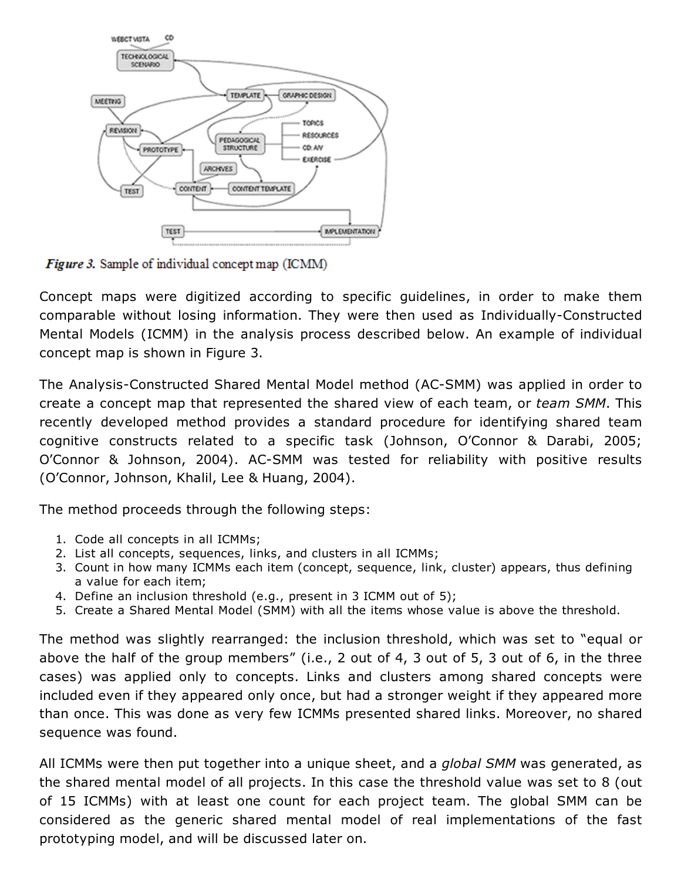*Figure 3.* Sample of individual concept map (ICMM)

Concept maps were digitized according to specific guidelines, in order to make them comparable without losing information. They were then used as Individually-Constructed Mental Models (ICMM) in the analysis process described below. An example of individual concept map is shown in Figure 3.

The Analysis-Constructed Shared Mental Model method (AC-SMM) was applied in order to create a concept map that represented the shared view of each team, or *team SMM*. This recently developed method provides a standard procedure for identifying shared team cognitive constructs related to a specific task (Johnson, O'Connor & Darabi, 2005; O'Connor & Johnson, 2004). AC-SMM was tested for reliability with positive results (O'Connor, Johnson, Khalil, Lee & Huang, 2004).

The method proceeds through the following steps:

1. Code all concepts in all ICMMs;
2. List all concepts, sequences, links, and clusters in all ICMMs;
3. Count in how many ICMMs each item (concept, sequence, link, cluster) appears, thus defining a value for each item;
4. Define an inclusion threshold (e.g., present in 3 ICMM out of 5);
5. Create a Shared Mental Model (SMM) with all the items whose value is above the threshold.

The method was slightly rearranged: the inclusion threshold, which was set to "equal or above the half of the group members" (i.e., 2 out of 4, 3 out of 5, 3 out of 6, in the three cases) was applied only to concepts. Links and clusters among shared concepts were included even if they appeared only once, but had a stronger weight if they appeared more than once. This was done as very few ICMMs presented shared links. Moreover, no shared sequence was found.

All ICMMs were then put together into a unique sheet, and a *global SMM* was generated, as the shared mental model of all projects. In this case the threshold value was set to 8 (out of 15 ICMMs) with at least one count for each project team. The global SMM can be considered as the generic shared mental model of real implementations of the fast prototyping model, and will be discussed later on.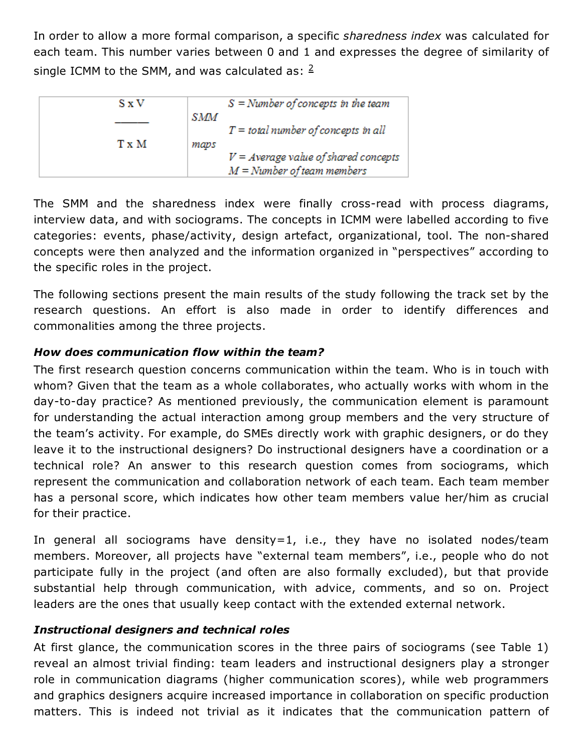In order to allow a more formal comparison, a specific *sharedness index* was calculated for each team. This number varies between 0 and 1 and expresses the degree of similarity of single ICMM to the SMM, and was calculated as: [2]

| $\frac{S \times V}{T \times M}$ | SMM maps | $S$ = *Number of concepts in the team*<br>$T$ = *total number of concepts in all*<br>$V$ = *Average value of shared concepts*<br>$M$ = *Number of team members* |
|---|---|---|

The SMM and the sharedness index were finally cross-read with process diagrams, interview data, and with sociograms. The concepts in ICMM were labelled according to five categories: events, phase/activity, design artefact, organizational, tool. The non-shared concepts were then analyzed and the information organized in "perspectives" according to the specific roles in the project.

The following sections present the main results of the study following the track set by the research questions. An effort is also made in order to identify differences and commonalities among the three projects.

***How does communication flow within the team?***

The first research question concerns communication within the team. Who is in touch with whom? Given that the team as a whole collaborates, who actually works with whom in the day-to-day practice? As mentioned previously, the communication element is paramount for understanding the actual interaction among group members and the very structure of the team's activity. For example, do SMEs directly work with graphic designers, or do they leave it to the instructional designers? Do instructional designers have a coordination or a technical role? An answer to this research question comes from sociograms, which represent the communication and collaboration network of each team. Each team member has a personal score, which indicates how other team members value her/him as crucial for their practice.

In general all sociograms have density=1, i.e., they have no isolated nodes/team members. Moreover, all projects have "external team members", i.e., people who do not participate fully in the project (and often are also formally excluded), but that provide substantial help through communication, with advice, comments, and so on. Project leaders are the ones that usually keep contact with the extended external network.

***Instructional designers and technical roles***

At first glance, the communication scores in the three pairs of sociograms (see Table 1) reveal an almost trivial finding: team leaders and instructional designers play a stronger role in communication diagrams (higher communication scores), while web programmers and graphics designers acquire increased importance in collaboration on specific production matters. This is indeed not trivial as it indicates that the communication pattern of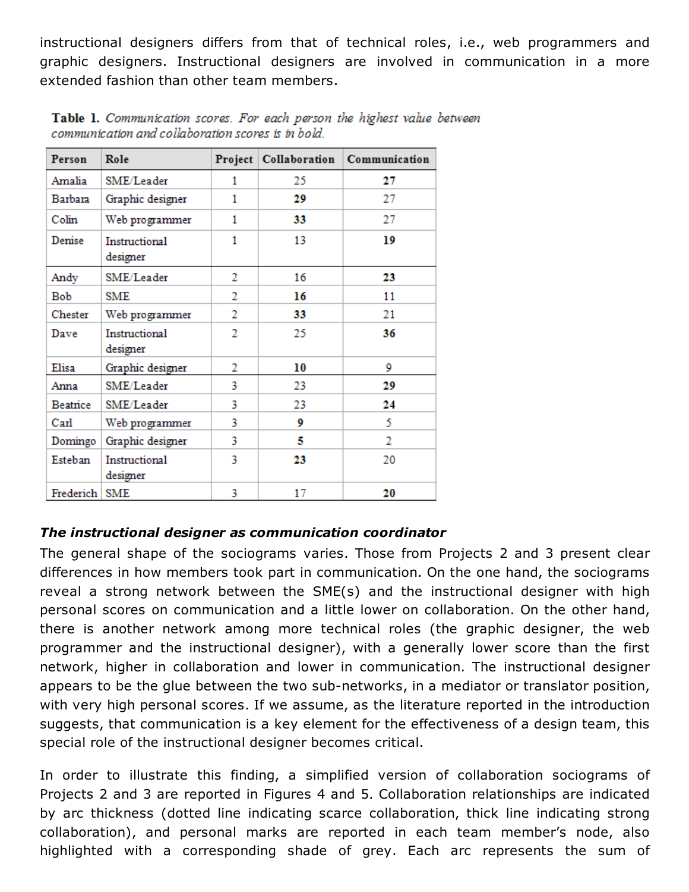instructional designers differs from that of technical roles, i.e., web programmers and graphic designers. Instructional designers are involved in communication in a more extended fashion than other team members.

**Table 1.** *Communication scores. For each person the highest value between communication and collaboration scores is in bold.*

| Person | Role | Project | Collaboration | Communication |
|---|---|---|---|---|
| Amalia | SME/Leader | 1 | 25 | **27** |
| Barbara | Graphic designer | 1 | **29** | 27 |
| Colin | Web programmer | 1 | **33** | 27 |
| Denise | Instructional designer | 1 | 13 | **19** |
| Andy | SME/Leader | 2 | 16 | **23** |
| Bob | SME | 2 | **16** | 11 |
| Chester | Web programmer | 2 | **33** | 21 |
| Dave | Instructional designer | 2 | 25 | **36** |
| Elisa | Graphic designer | 2 | **10** | 9 |
| Anna | SME/Leader | 3 | 23 | **29** |
| Beatrice | SME/Leader | 3 | 23 | **24** |
| Carl | Web programmer | 3 | **9** | 5 |
| Domingo | Graphic designer | 3 | **5** | 2 |
| Esteban | Instructional designer | 3 | **23** | 20 |
| Frederich | SME | 3 | 17 | **20** |

***The instructional designer as communication coordinator***

The general shape of the sociograms varies. Those from Projects 2 and 3 present clear differences in how members took part in communication. On the one hand, the sociograms reveal a strong network between the SME(s) and the instructional designer with high personal scores on communication and a little lower on collaboration. On the other hand, there is another network among more technical roles (the graphic designer, the web programmer and the instructional designer), with a generally lower score than the first network, higher in collaboration and lower in communication. The instructional designer appears to be the glue between the two sub-networks, in a mediator or translator position, with very high personal scores. If we assume, as the literature reported in the introduction suggests, that communication is a key element for the effectiveness of a design team, this special role of the instructional designer becomes critical.

In order to illustrate this finding, a simplified version of collaboration sociograms of Projects 2 and 3 are reported in Figures 4 and 5. Collaboration relationships are indicated by arc thickness (dotted line indicating scarce collaboration, thick line indicating strong collaboration), and personal marks are reported in each team member's node, also highlighted with a corresponding shade of grey. Each arc represents the sum of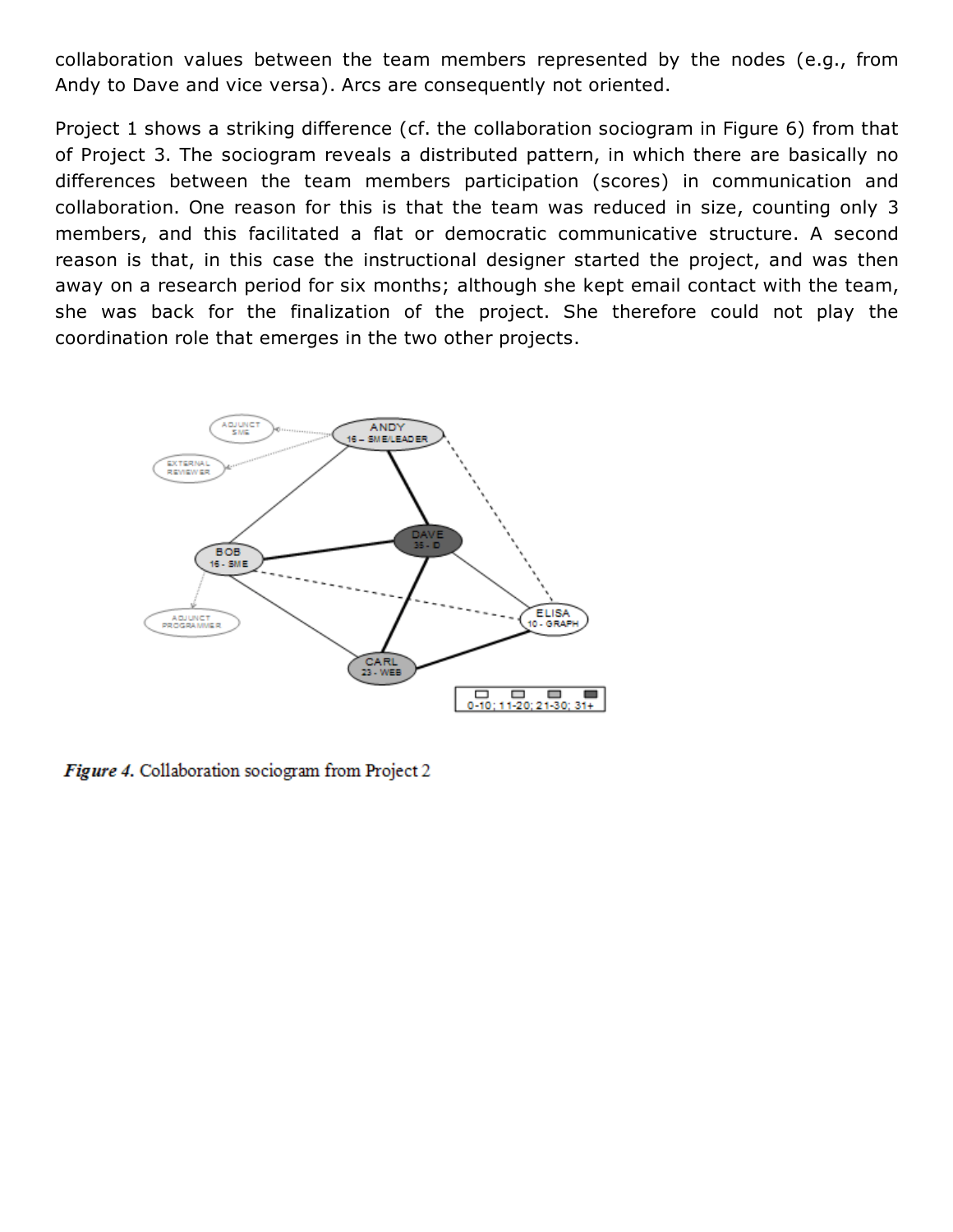collaboration values between the team members represented by the nodes (e.g., from Andy to Dave and vice versa). Arcs are consequently not oriented.

Project 1 shows a striking difference (cf. the collaboration sociogram in Figure 6) from that of Project 3. The sociogram reveals a distributed pattern, in which there are basically no differences between the team members participation (scores) in communication and collaboration. One reason for this is that the team was reduced in size, counting only 3 members, and this facilitated a flat or democratic communicative structure. A second reason is that, in this case the instructional designer started the project, and was then away on a research period for six months; although she kept email contact with the team, she was back for the finalization of the project. She therefore could not play the coordination role that emerges in the two other projects.

***Figure 4.*** Collaboration sociogram from Project 2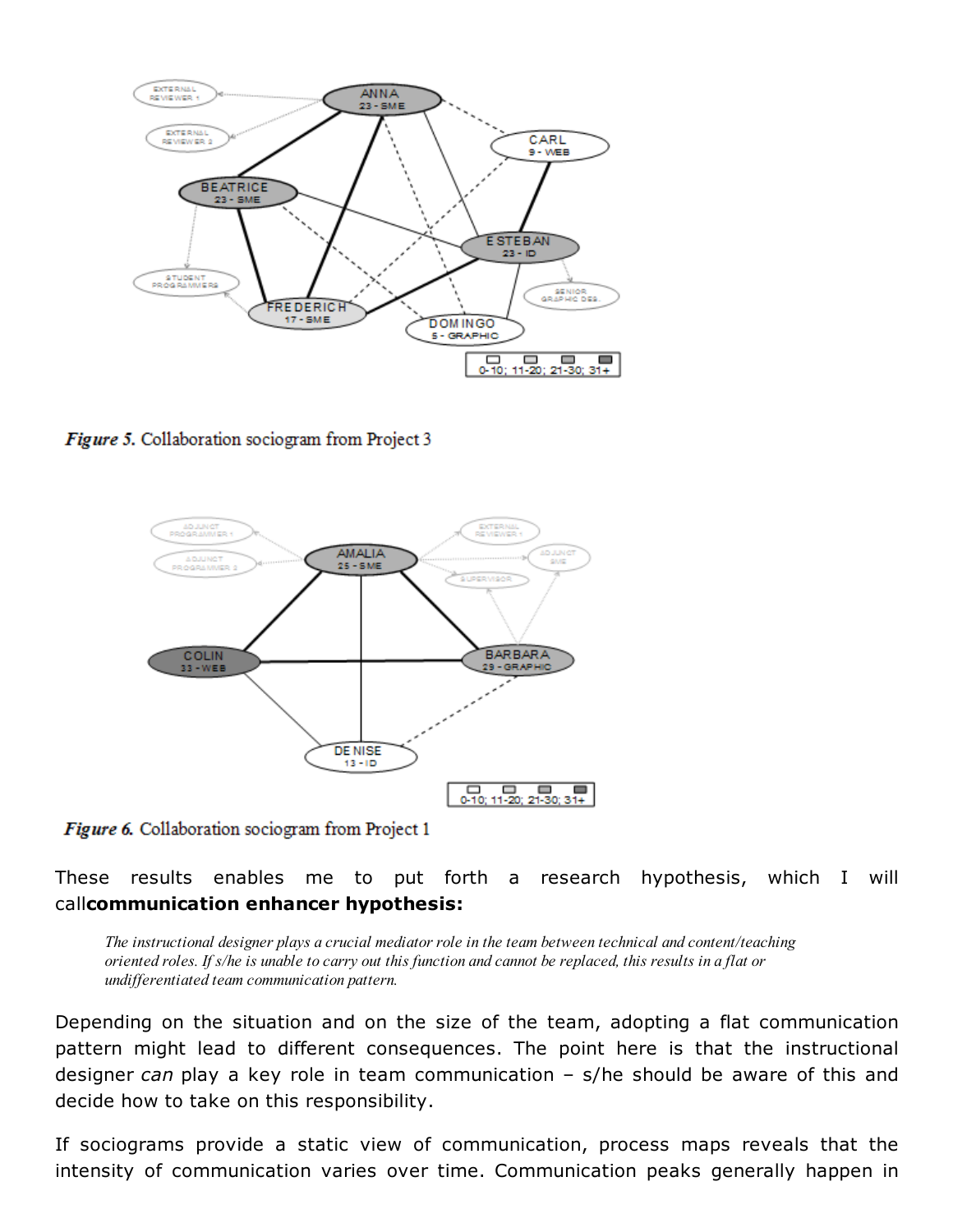*Figure 5.* Collaboration sociogram from Project 3

*Figure 6.* Collaboration sociogram from Project 1

These results enables me to put forth a research hypothesis, which I will call**communication enhancer hypothesis:**

> *The instructional designer plays a crucial mediator role in the team between technical and content/teaching oriented roles. If s/he is unable to carry out this function and cannot be replaced, this results in a flat or undifferentiated team communication pattern.*

Depending on the situation and on the size of the team, adopting a flat communication pattern might lead to different consequences. The point here is that the instructional designer *can* play a key role in team communication – s/he should be aware of this and decide how to take on this responsibility.

If sociograms provide a static view of communication, process maps reveals that the intensity of communication varies over time. Communication peaks generally happen in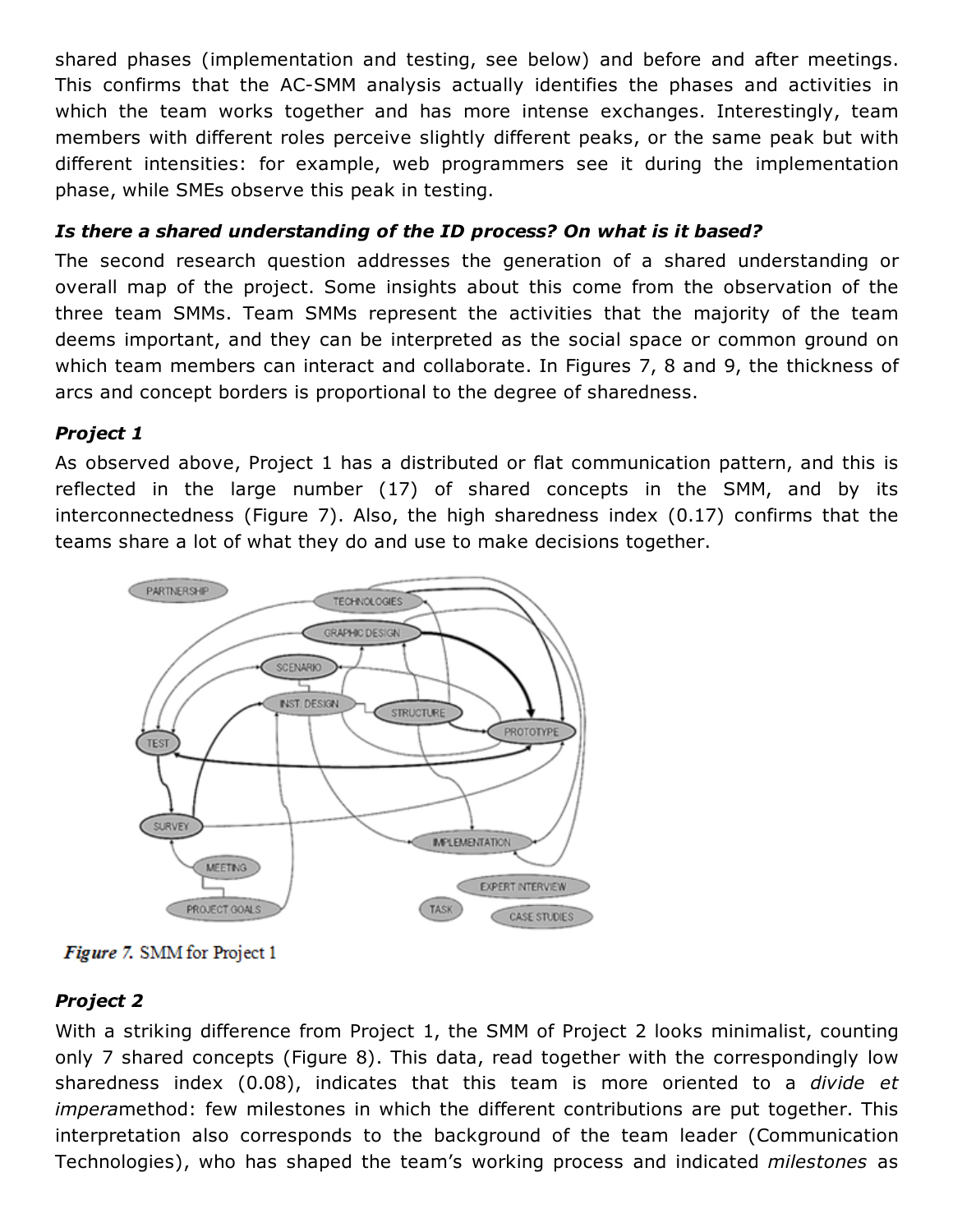shared phases (implementation and testing, see below) and before and after meetings. This confirms that the AC-SMM analysis actually identifies the phases and activities in which the team works together and has more intense exchanges. Interestingly, team members with different roles perceive slightly different peaks, or the same peak but with different intensities: for example, web programmers see it during the implementation phase, while SMEs observe this peak in testing.

#### *Is there a shared understanding of the ID process? On what is it based?*

The second research question addresses the generation of a shared understanding or overall map of the project. Some insights about this come from the observation of the three team SMMs. Team SMMs represent the activities that the majority of the team deems important, and they can be interpreted as the social space or common ground on which team members can interact and collaborate. In Figures 7, 8 and 9, the thickness of arcs and concept borders is proportional to the degree of sharedness.

#### *Project 1*

As observed above, Project 1 has a distributed or flat communication pattern, and this is reflected in the large number (17) of shared concepts in the SMM, and by its interconnectedness (Figure 7). Also, the high sharedness index (0.17) confirms that the teams share a lot of what they do and use to make decisions together.

***Figure 7.*** SMM for Project 1

#### *Project 2*

With a striking difference from Project 1, the SMM of Project 2 looks minimalist, counting only 7 shared concepts (Figure 8). This data, read together with the correspondingly low sharedness index (0.08), indicates that this team is more oriented to a *divide et impera*method: few milestones in which the different contributions are put together. This interpretation also corresponds to the background of the team leader (Communication Technologies), who has shaped the team's working process and indicated *milestones* as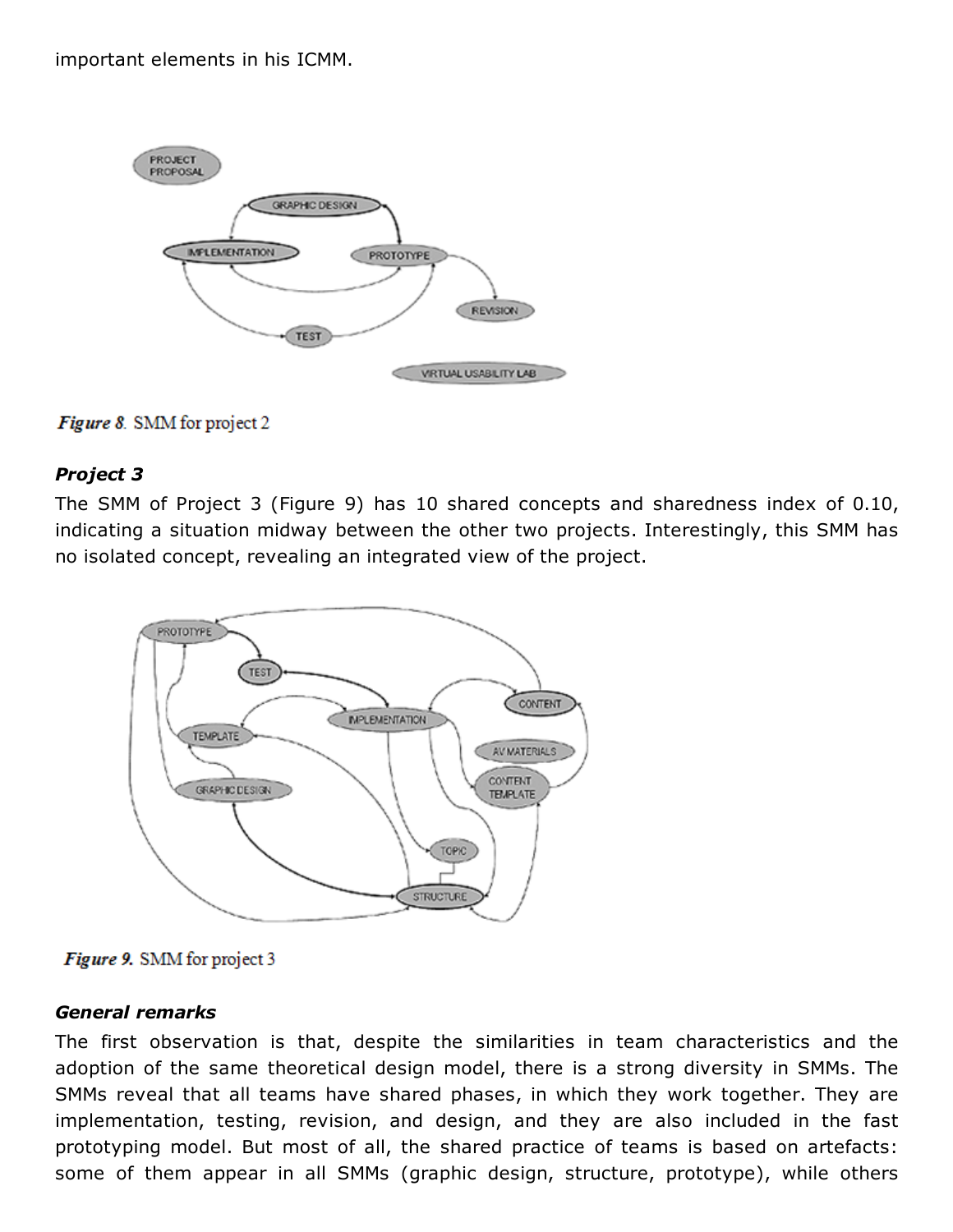important elements in his ICMM.

*Figure 8.* SMM for project 2

### *Project 3*

The SMM of Project 3 (Figure 9) has 10 shared concepts and sharedness index of 0.10, indicating a situation midway between the other two projects. Interestingly, this SMM has no isolated concept, revealing an integrated view of the project.

*Figure 9.* SMM for project 3

### *General remarks*

The first observation is that, despite the similarities in team characteristics and the adoption of the same theoretical design model, there is a strong diversity in SMMs. The SMMs reveal that all teams have shared phases, in which they work together. They are implementation, testing, revision, and design, and they are also included in the fast prototyping model. But most of all, the shared practice of teams is based on artefacts: some of them appear in all SMMs (graphic design, structure, prototype), while others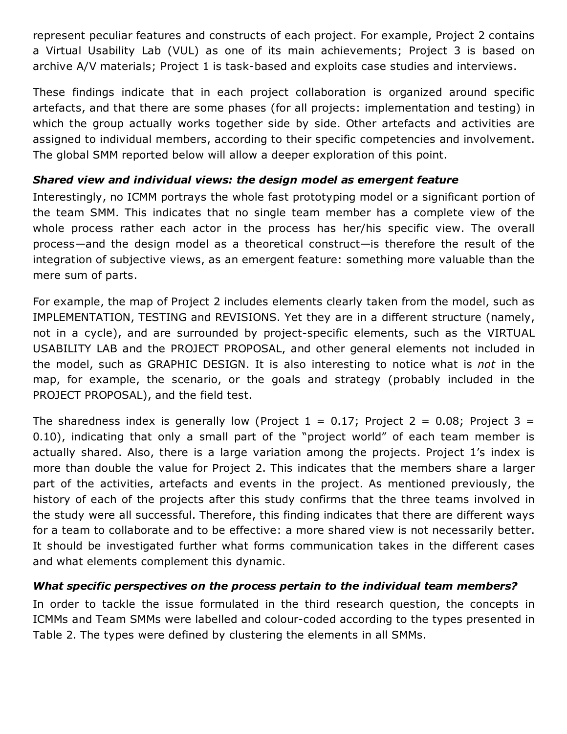represent peculiar features and constructs of each project. For example, Project 2 contains a Virtual Usability Lab (VUL) as one of its main achievements; Project 3 is based on archive A/V materials; Project 1 is task-based and exploits case studies and interviews.

These findings indicate that in each project collaboration is organized around specific artefacts, and that there are some phases (for all projects: implementation and testing) in which the group actually works together side by side. Other artefacts and activities are assigned to individual members, according to their specific competencies and involvement. The global SMM reported below will allow a deeper exploration of this point.

### *Shared view and individual views: the design model as emergent feature*

Interestingly, no ICMM portrays the whole fast prototyping model or a significant portion of the team SMM. This indicates that no single team member has a complete view of the whole process rather each actor in the process has her/his specific view. The overall process—and the design model as a theoretical construct—is therefore the result of the integration of subjective views, as an emergent feature: something more valuable than the mere sum of parts.

For example, the map of Project 2 includes elements clearly taken from the model, such as IMPLEMENTATION, TESTING and REVISIONS. Yet they are in a different structure (namely, not in a cycle), and are surrounded by project-specific elements, such as the VIRTUAL USABILITY LAB and the PROJECT PROPOSAL, and other general elements not included in the model, such as GRAPHIC DESIGN. It is also interesting to notice what is *not* in the map, for example, the scenario, or the goals and strategy (probably included in the PROJECT PROPOSAL), and the field test.

The sharedness index is generally low (Project 1 = 0.17; Project 2 = 0.08; Project 3 = 0.10), indicating that only a small part of the "project world" of each team member is actually shared. Also, there is a large variation among the projects. Project 1's index is more than double the value for Project 2. This indicates that the members share a larger part of the activities, artefacts and events in the project. As mentioned previously, the history of each of the projects after this study confirms that the three teams involved in the study were all successful. Therefore, this finding indicates that there are different ways for a team to collaborate and to be effective: a more shared view is not necessarily better. It should be investigated further what forms communication takes in the different cases and what elements complement this dynamic.

### *What specific perspectives on the process pertain to the individual team members?*

In order to tackle the issue formulated in the third research question, the concepts in ICMMs and Team SMMs were labelled and colour-coded according to the types presented in Table 2. The types were defined by clustering the elements in all SMMs.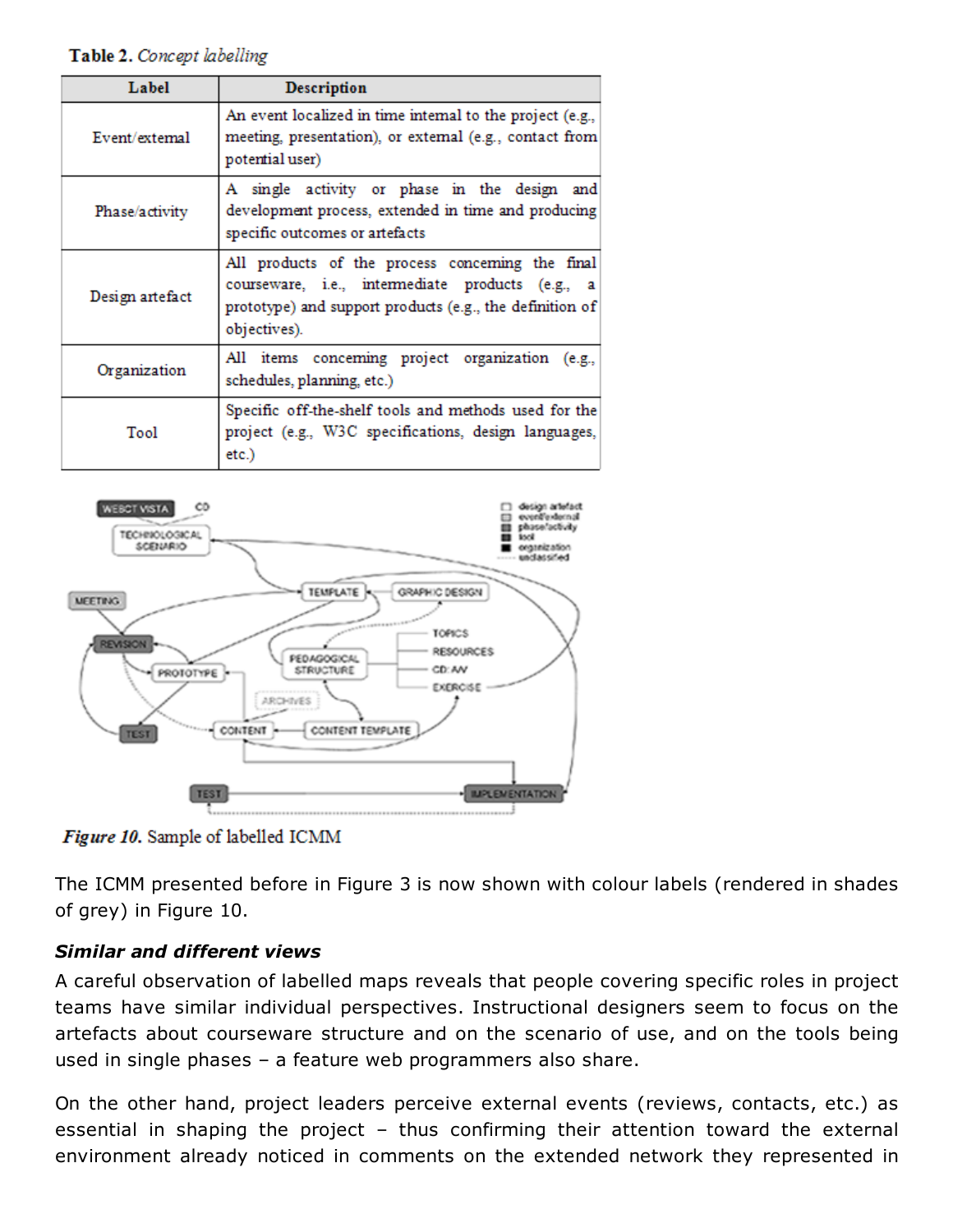**Table 2.** *Concept labelling*

| Label | Description |
| --- | --- |
| Event/external | An event localized in time internal to the project (e.g., meeting, presentation), or external (e.g., contact from potential user) |
| Phase/activity | A single activity or phase in the design and development process, extended in time and producing specific outcomes or artefacts |
| Design artefact | All products of the process concerning the final courseware, i.e., intermediate products (e.g., a prototype) and support products (e.g., the definition of objectives). |
| Organization | All items concerning project organization (e.g., schedules, planning, etc.) |
| Tool | Specific off-the-shelf tools and methods used for the project (e.g., W3C specifications, design languages, etc.) |

***Figure 10.*** Sample of labelled ICMM

The ICMM presented before in Figure 3 is now shown with colour labels (rendered in shades of grey) in Figure 10.

***Similar and different views***

A careful observation of labelled maps reveals that people covering specific roles in project teams have similar individual perspectives. Instructional designers seem to focus on the artefacts about courseware structure and on the scenario of use, and on the tools being used in single phases – a feature web programmers also share.

On the other hand, project leaders perceive external events (reviews, contacts, etc.) as essential in shaping the project – thus confirming their attention toward the external environment already noticed in comments on the extended network they represented in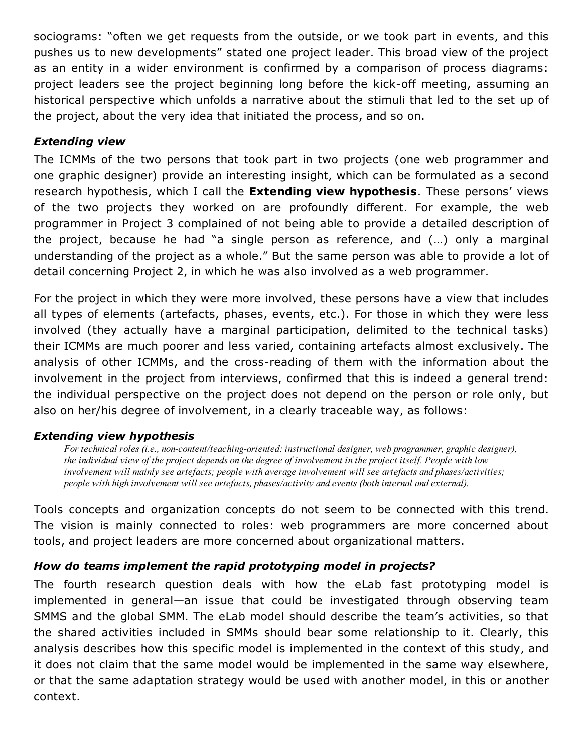sociograms: "often we get requests from the outside, or we took part in events, and this pushes us to new developments" stated one project leader. This broad view of the project as an entity in a wider environment is confirmed by a comparison of process diagrams: project leaders see the project beginning long before the kick-off meeting, assuming an historical perspective which unfolds a narrative about the stimuli that led to the set up of the project, about the very idea that initiated the process, and so on.

### *Extending view*

The ICMMs of the two persons that took part in two projects (one web programmer and one graphic designer) provide an interesting insight, which can be formulated as a second research hypothesis, which I call the **Extending view hypothesis**. These persons' views of the two projects they worked on are profoundly different. For example, the web programmer in Project 3 complained of not being able to provide a detailed description of the project, because he had "a single person as reference, and (…) only a marginal understanding of the project as a whole." But the same person was able to provide a lot of detail concerning Project 2, in which he was also involved as a web programmer.

For the project in which they were more involved, these persons have a view that includes all types of elements (artefacts, phases, events, etc.). For those in which they were less involved (they actually have a marginal participation, delimited to the technical tasks) their ICMMs are much poorer and less varied, containing artefacts almost exclusively. The analysis of other ICMMs, and the cross-reading of them with the information about the involvement in the project from interviews, confirmed that this is indeed a general trend: the individual perspective on the project does not depend on the person or role only, but also on her/his degree of involvement, in a clearly traceable way, as follows:

### *Extending view hypothesis*

> *For technical roles (i.e., non-content/teaching-oriented: instructional designer, web programmer, graphic designer), the individual view of the project depends on the degree of involvement in the project itself. People with low involvement will mainly see artefacts; people with average involvement will see artefacts and phases/activities; people with high involvement will see artefacts, phases/activity and events (both internal and external).*

Tools concepts and organization concepts do not seem to be connected with this trend. The vision is mainly connected to roles: web programmers are more concerned about tools, and project leaders are more concerned about organizational matters.

### *How do teams implement the rapid prototyping model in projects?*

The fourth research question deals with how the eLab fast prototyping model is implemented in general—an issue that could be investigated through observing team SMMS and the global SMM. The eLab model should describe the team's activities, so that the shared activities included in SMMs should bear some relationship to it. Clearly, this analysis describes how this specific model is implemented in the context of this study, and it does not claim that the same model would be implemented in the same way elsewhere, or that the same adaptation strategy would be used with another model, in this or another context.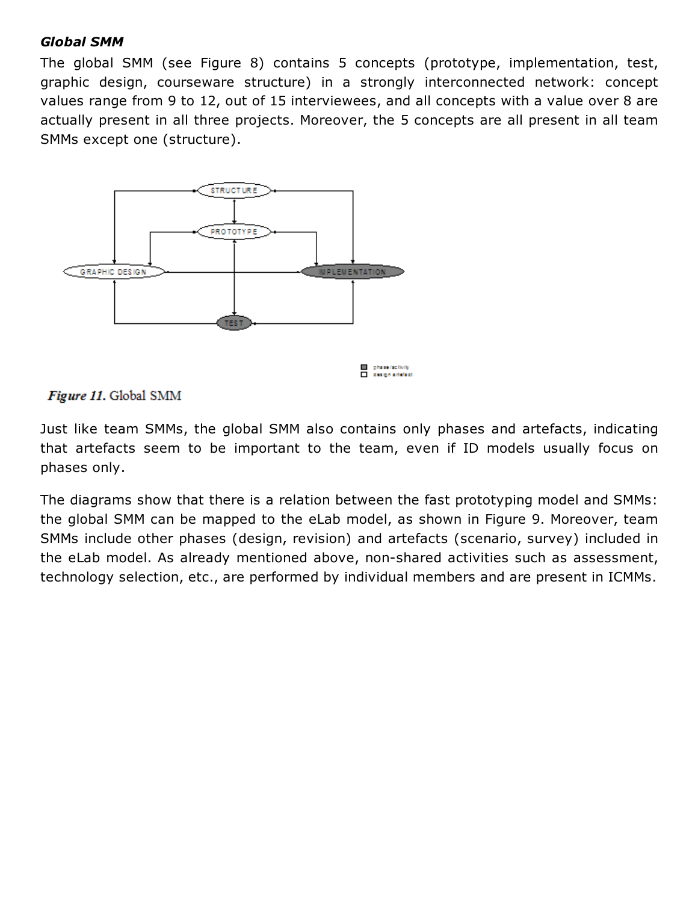***Global SMM***

The global SMM (see Figure 8) contains 5 concepts (prototype, implementation, test, graphic design, courseware structure) in a strongly interconnected network: concept values range from 9 to 12, out of 15 interviewees, and all concepts with a value over 8 are actually present in all three projects. Moreover, the 5 concepts are all present in all team SMMs except one (structure).

***Figure 11.*** Global SMM

Just like team SMMs, the global SMM also contains only phases and artefacts, indicating that artefacts seem to be important to the team, even if ID models usually focus on phases only.

The diagrams show that there is a relation between the fast prototyping model and SMMs: the global SMM can be mapped to the eLab model, as shown in Figure 9. Moreover, team SMMs include other phases (design, revision) and artefacts (scenario, survey) included in the eLab model. As already mentioned above, non-shared activities such as assessment, technology selection, etc., are performed by individual members and are present in ICMMs.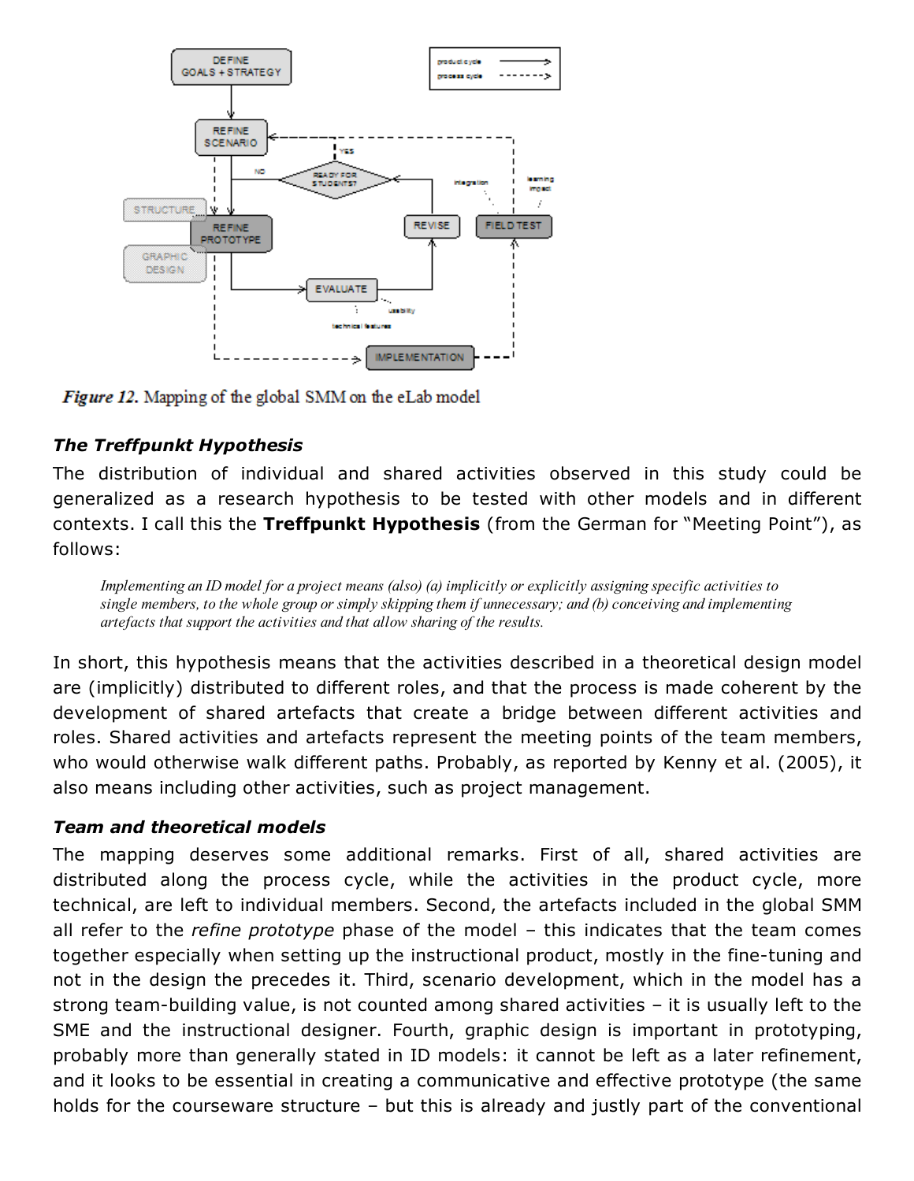*Figure 12.* Mapping of the global SMM on the eLab model

### *The Treffpunkt Hypothesis*

The distribution of individual and shared activities observed in this study could be generalized as a research hypothesis to be tested with other models and in different contexts. I call this the **Treffpunkt Hypothesis** (from the German for "Meeting Point"), as follows:

> *Implementing an ID model for a project means (also) (a) implicitly or explicitly assigning specific activities to single members, to the whole group or simply skipping them if unnecessary; and (b) conceiving and implementing artefacts that support the activities and that allow sharing of the results.*

In short, this hypothesis means that the activities described in a theoretical design model are (implicitly) distributed to different roles, and that the process is made coherent by the development of shared artefacts that create a bridge between different activities and roles. Shared activities and artefacts represent the meeting points of the team members, who would otherwise walk different paths. Probably, as reported by Kenny et al. (2005), it also means including other activities, such as project management.

### *Team and theoretical models*

The mapping deserves some additional remarks. First of all, shared activities are distributed along the process cycle, while the activities in the product cycle, more technical, are left to individual members. Second, the artefacts included in the global SMM all refer to the *refine prototype* phase of the model – this indicates that the team comes together especially when setting up the instructional product, mostly in the fine-tuning and not in the design the precedes it. Third, scenario development, which in the model has a strong team-building value, is not counted among shared activities – it is usually left to the SME and the instructional designer. Fourth, graphic design is important in prototyping, probably more than generally stated in ID models: it cannot be left as a later refinement, and it looks to be essential in creating a communicative and effective prototype (the same holds for the courseware structure – but this is already and justly part of the conventional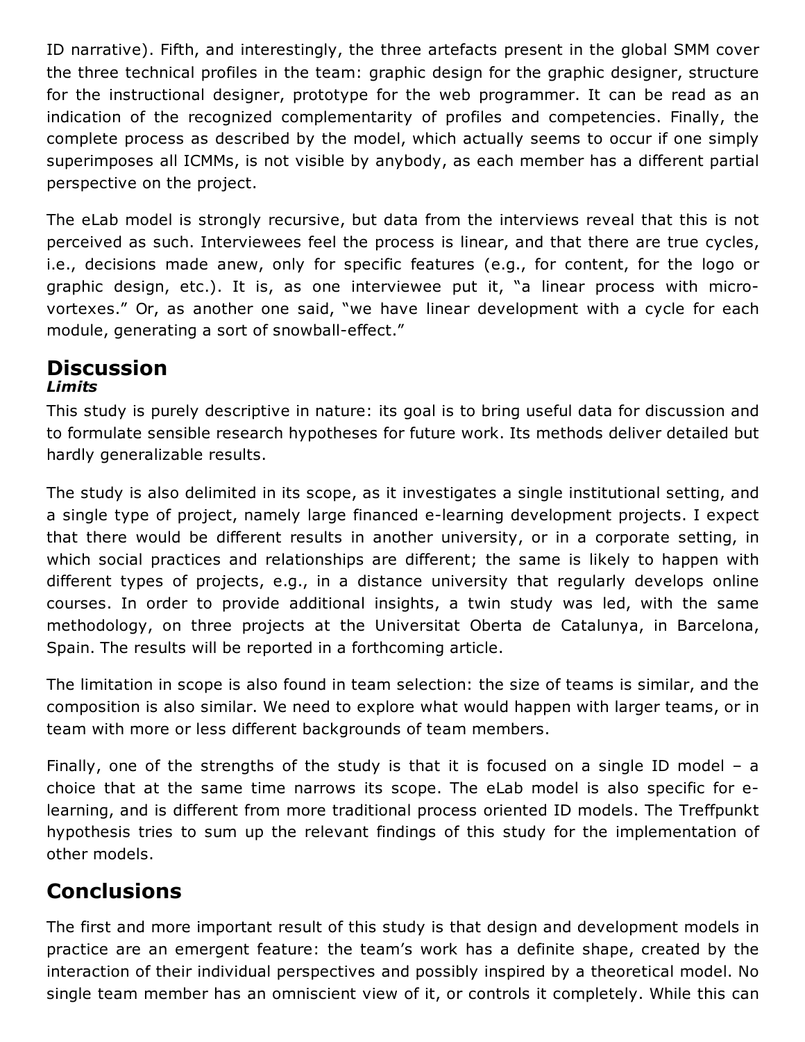ID narrative). Fifth, and interestingly, the three artefacts present in the global SMM cover the three technical profiles in the team: graphic design for the graphic designer, structure for the instructional designer, prototype for the web programmer. It can be read as an indication of the recognized complementarity of profiles and competencies. Finally, the complete process as described by the model, which actually seems to occur if one simply superimposes all ICMMs, is not visible by anybody, as each member has a different partial perspective on the project.

The eLab model is strongly recursive, but data from the interviews reveal that this is not perceived as such. Interviewees feel the process is linear, and that there are true cycles, i.e., decisions made anew, only for specific features (e.g., for content, for the logo or graphic design, etc.). It is, as one interviewee put it, "a linear process with micro-vortexes." Or, as another one said, "we have linear development with a cycle for each module, generating a sort of snowball-effect."

# Discussion

### *Limits*

This study is purely descriptive in nature: its goal is to bring useful data for discussion and to formulate sensible research hypotheses for future work. Its methods deliver detailed but hardly generalizable results.

The study is also delimited in its scope, as it investigates a single institutional setting, and a single type of project, namely large financed e-learning development projects. I expect that there would be different results in another university, or in a corporate setting, in which social practices and relationships are different; the same is likely to happen with different types of projects, e.g., in a distance university that regularly develops online courses. In order to provide additional insights, a twin study was led, with the same methodology, on three projects at the Universitat Oberta de Catalunya, in Barcelona, Spain. The results will be reported in a forthcoming article.

The limitation in scope is also found in team selection: the size of teams is similar, and the composition is also similar. We need to explore what would happen with larger teams, or in team with more or less different backgrounds of team members.

Finally, one of the strengths of the study is that it is focused on a single ID model – a choice that at the same time narrows its scope. The eLab model is also specific for e-learning, and is different from more traditional process oriented ID models. The Treffpunkt hypothesis tries to sum up the relevant findings of this study for the implementation of other models.

# Conclusions

The first and more important result of this study is that design and development models in practice are an emergent feature: the team's work has a definite shape, created by the interaction of their individual perspectives and possibly inspired by a theoretical model. No single team member has an omniscient view of it, or controls it completely. While this can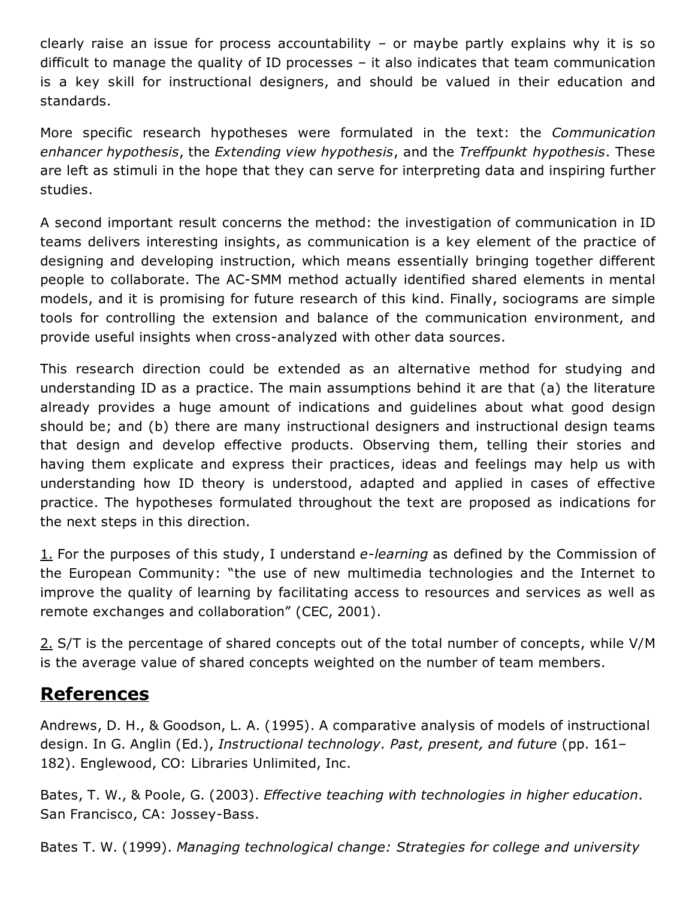clearly raise an issue for process accountability – or maybe partly explains why it is so difficult to manage the quality of ID processes – it also indicates that team communication is a key skill for instructional designers, and should be valued in their education and standards.

More specific research hypotheses were formulated in the text: the *Communication enhancer hypothesis*, the *Extending view hypothesis*, and the *Treffpunkt hypothesis*. These are left as stimuli in the hope that they can serve for interpreting data and inspiring further studies.

A second important result concerns the method: the investigation of communication in ID teams delivers interesting insights, as communication is a key element of the practice of designing and developing instruction, which means essentially bringing together different people to collaborate. The AC-SMM method actually identified shared elements in mental models, and it is promising for future research of this kind. Finally, sociograms are simple tools for controlling the extension and balance of the communication environment, and provide useful insights when cross-analyzed with other data sources.

This research direction could be extended as an alternative method for studying and understanding ID as a practice. The main assumptions behind it are that (a) the literature already provides a huge amount of indications and guidelines about what good design should be; and (b) there are many instructional designers and instructional design teams that design and develop effective products. Observing them, telling their stories and having them explicate and express their practices, ideas and feelings may help us with understanding how ID theory is understood, adapted and applied in cases of effective practice. The hypotheses formulated throughout the text are proposed as indications for the next steps in this direction.

1. For the purposes of this study, I understand *e-learning* as defined by the Commission of the European Community: "the use of new multimedia technologies and the Internet to improve the quality of learning by facilitating access to resources and services as well as remote exchanges and collaboration" (CEC, 2001).

2. S/T is the percentage of shared concepts out of the total number of concepts, while V/M is the average value of shared concepts weighted on the number of team members.

## References

Andrews, D. H., & Goodson, L. A. (1995). A comparative analysis of models of instructional design. In G. Anglin (Ed.), *Instructional technology. Past, present, and future* (pp. 161–182). Englewood, CO: Libraries Unlimited, Inc.

Bates, T. W., & Poole, G. (2003). *Effective teaching with technologies in higher education*. San Francisco, CA: Jossey-Bass.

Bates T. W. (1999). *Managing technological change: Strategies for college and university*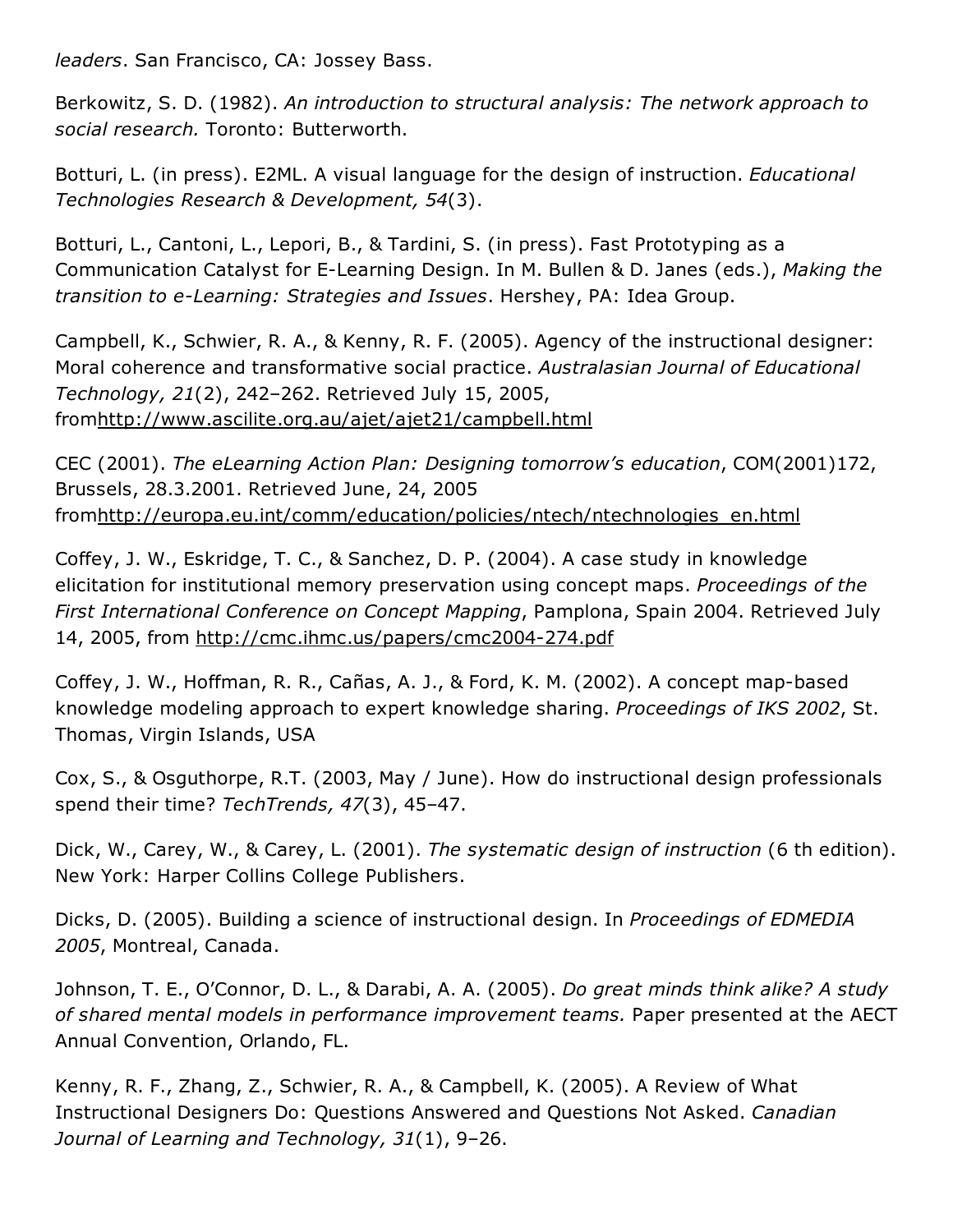*leaders*. San Francisco, CA: Jossey Bass.

Berkowitz, S. D. (1982). *An introduction to structural analysis: The network approach to social research.* Toronto: Butterworth.

Botturi, L. (in press). E2ML. A visual language for the design of instruction. *Educational Technologies Research & Development, 54*(3).

Botturi, L., Cantoni, L., Lepori, B., & Tardini, S. (in press). Fast Prototyping as a Communication Catalyst for E-Learning Design. In M. Bullen & D. Janes (eds.), *Making the transition to e-Learning: Strategies and Issues*. Hershey, PA: Idea Group.

Campbell, K., Schwier, R. A., & Kenny, R. F. (2005). Agency of the instructional designer: Moral coherence and transformative social practice. *Australasian Journal of Educational Technology, 21*(2), 242–262. Retrieved July 15, 2005, fromhttp://www.ascilite.org.au/ajet/ajet21/campbell.html

CEC (2001). *The eLearning Action Plan: Designing tomorrow's education*, COM(2001)172, Brussels, 28.3.2001. Retrieved June, 24, 2005 fromhttp://europa.eu.int/comm/education/policies/ntech/ntechnologies_en.html

Coffey, J. W., Eskridge, T. C., & Sanchez, D. P. (2004). A case study in knowledge elicitation for institutional memory preservation using concept maps. *Proceedings of the First International Conference on Concept Mapping*, Pamplona, Spain 2004. Retrieved July 14, 2005, from http://cmc.ihmc.us/papers/cmc2004-274.pdf

Coffey, J. W., Hoffman, R. R., Cañas, A. J., & Ford, K. M. (2002). A concept map-based knowledge modeling approach to expert knowledge sharing. *Proceedings of IKS 2002*, St. Thomas, Virgin Islands, USA

Cox, S., & Osguthorpe, R.T. (2003, May / June). How do instructional design professionals spend their time? *TechTrends, 47*(3), 45–47.

Dick, W., Carey, W., & Carey, L. (2001). *The systematic design of instruction* (6 th edition). New York: Harper Collins College Publishers.

Dicks, D. (2005). Building a science of instructional design. In *Proceedings of EDMEDIA 2005*, Montreal, Canada.

Johnson, T. E., O'Connor, D. L., & Darabi, A. A. (2005). *Do great minds think alike? A study of shared mental models in performance improvement teams.* Paper presented at the AECT Annual Convention, Orlando, FL.

Kenny, R. F., Zhang, Z., Schwier, R. A., & Campbell, K. (2005). A Review of What Instructional Designers Do: Questions Answered and Questions Not Asked. *Canadian Journal of Learning and Technology, 31*(1), 9–26.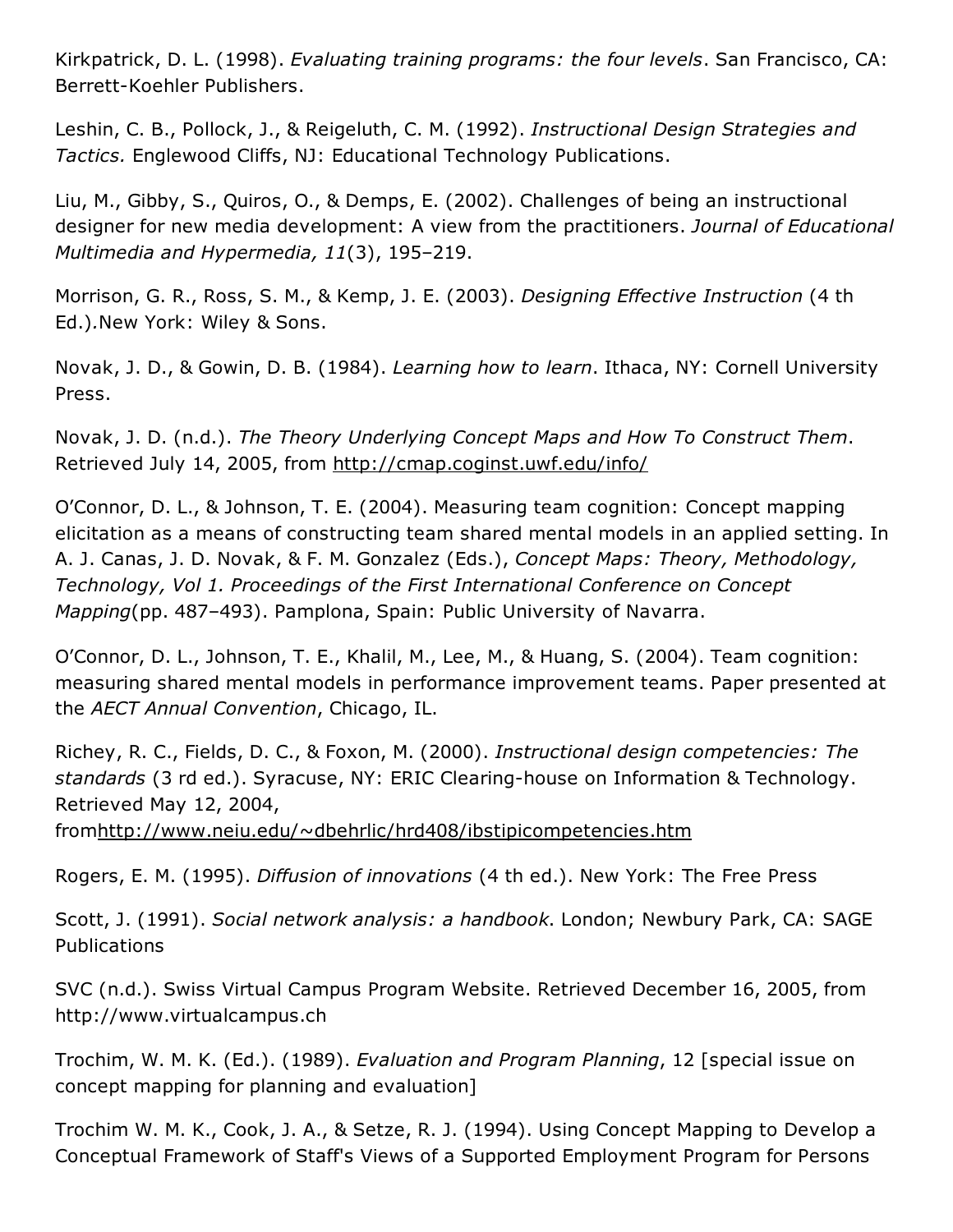Kirkpatrick, D. L. (1998). *Evaluating training programs: the four levels*. San Francisco, CA: Berrett-Koehler Publishers.

Leshin, C. B., Pollock, J., & Reigeluth, C. M. (1992). *Instructional Design Strategies and Tactics.* Englewood Cliffs, NJ: Educational Technology Publications.

Liu, M., Gibby, S., Quiros, O., & Demps, E. (2002). Challenges of being an instructional designer for new media development: A view from the practitioners. *Journal of Educational Multimedia and Hypermedia, 11*(3), 195–219.

Morrison, G. R., Ross, S. M., & Kemp, J. E. (2003). *Designing Effective Instruction* (4 th Ed.).New York: Wiley & Sons.

Novak, J. D., & Gowin, D. B. (1984). *Learning how to learn*. Ithaca, NY: Cornell University Press.

Novak, J. D. (n.d.). *The Theory Underlying Concept Maps and How To Construct Them*. Retrieved July 14, 2005, from http://cmap.coginst.uwf.edu/info/

O'Connor, D. L., & Johnson, T. E. (2004). Measuring team cognition: Concept mapping elicitation as a means of constructing team shared mental models in an applied setting. In A. J. Canas, J. D. Novak, & F. M. Gonzalez (Eds.), *Concept Maps: Theory, Methodology, Technology, Vol 1. Proceedings of the First International Conference on Concept Mapping*(pp. 487–493). Pamplona, Spain: Public University of Navarra.

O'Connor, D. L., Johnson, T. E., Khalil, M., Lee, M., & Huang, S. (2004). Team cognition: measuring shared mental models in performance improvement teams. Paper presented at the *AECT Annual Convention*, Chicago, IL.

Richey, R. C., Fields, D. C., & Foxon, M. (2000). *Instructional design competencies: The standards* (3 rd ed.). Syracuse, NY: ERIC Clearing-house on Information & Technology. Retrieved May 12, 2004, fromhttp://www.neiu.edu/~dbehrlic/hrd408/ibstipicompetencies.htm

Rogers, E. M. (1995). *Diffusion of innovations* (4 th ed.). New York: The Free Press

Scott, J. (1991). *Social network analysis: a handbook.* London; Newbury Park, CA: SAGE Publications

SVC (n.d.). Swiss Virtual Campus Program Website. Retrieved December 16, 2005, from http://www.virtualcampus.ch

Trochim, W. M. K. (Ed.). (1989). *Evaluation and Program Planning*, 12 [special issue on concept mapping for planning and evaluation]

Trochim W. M. K., Cook, J. A., & Setze, R. J. (1994). Using Concept Mapping to Develop a Conceptual Framework of Staff's Views of a Supported Employment Program for Persons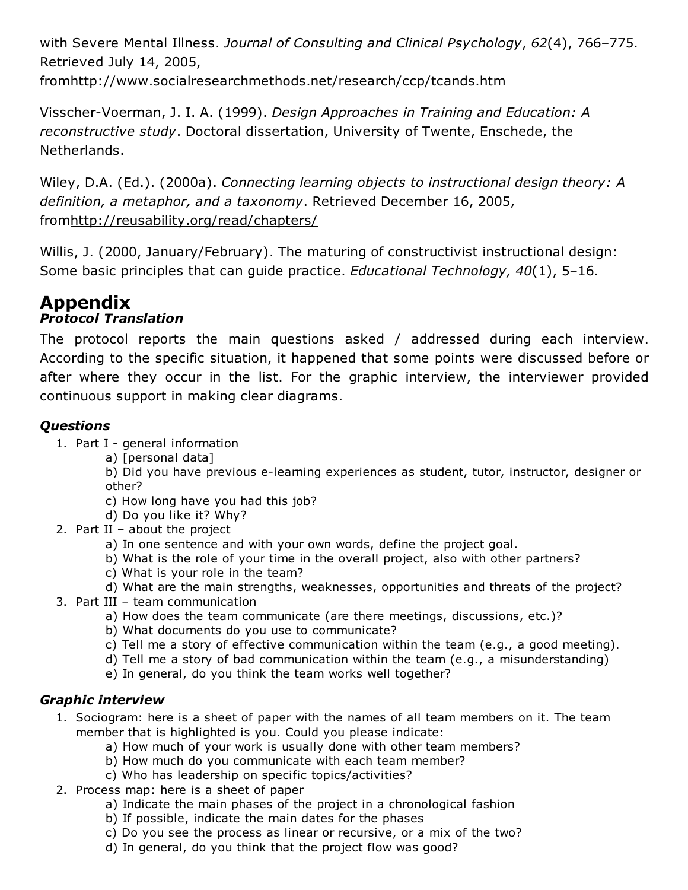with Severe Mental Illness. *Journal of Consulting and Clinical Psychology*, *62*(4), 766–775. Retrieved July 14, 2005, fromhttp://www.socialresearchmethods.net/research/ccp/tcands.htm

Visscher-Voerman, J. I. A. (1999). *Design Approaches in Training and Education: A reconstructive study*. Doctoral dissertation, University of Twente, Enschede, the Netherlands.

Wiley, D.A. (Ed.). (2000a). *Connecting learning objects to instructional design theory: A definition, a metaphor, and a taxonomy*. Retrieved December 16, 2005, fromhttp://reusability.org/read/chapters/

Willis, J. (2000, January/February). The maturing of constructivist instructional design: Some basic principles that can guide practice. *Educational Technology, 40*(1), 5–16.

# Appendix

### *Protocol Translation*

The protocol reports the main questions asked / addressed during each interview. According to the specific situation, it happened that some points were discussed before or after where they occur in the list. For the graphic interview, the interviewer provided continuous support in making clear diagrams.

### *Questions*

1. Part I - general information
   a) [personal data]
   b) Did you have previous e-learning experiences as student, tutor, instructor, designer or other?
   c) How long have you had this job?
   d) Do you like it? Why?
2. Part II – about the project
   a) In one sentence and with your own words, define the project goal.
   b) What is the role of your time in the overall project, also with other partners?
   c) What is your role in the team?
   d) What are the main strengths, weaknesses, opportunities and threats of the project?
3. Part III – team communication
   a) How does the team communicate (are there meetings, discussions, etc.)?
   b) What documents do you use to communicate?
   c) Tell me a story of effective communication within the team (e.g., a good meeting).
   d) Tell me a story of bad communication within the team (e.g., a misunderstanding)
   e) In general, do you think the team works well together?

### *Graphic interview*

1. Sociogram: here is a sheet of paper with the names of all team members on it. The team member that is highlighted is you. Could you please indicate:
   a) How much of your work is usually done with other team members?
   b) How much do you communicate with each team member?
   c) Who has leadership on specific topics/activities?
2. Process map: here is a sheet of paper
   a) Indicate the main phases of the project in a chronological fashion
   b) If possible, indicate the main dates for the phases
   c) Do you see the process as linear or recursive, or a mix of the two?
   d) In general, do you think that the project flow was good?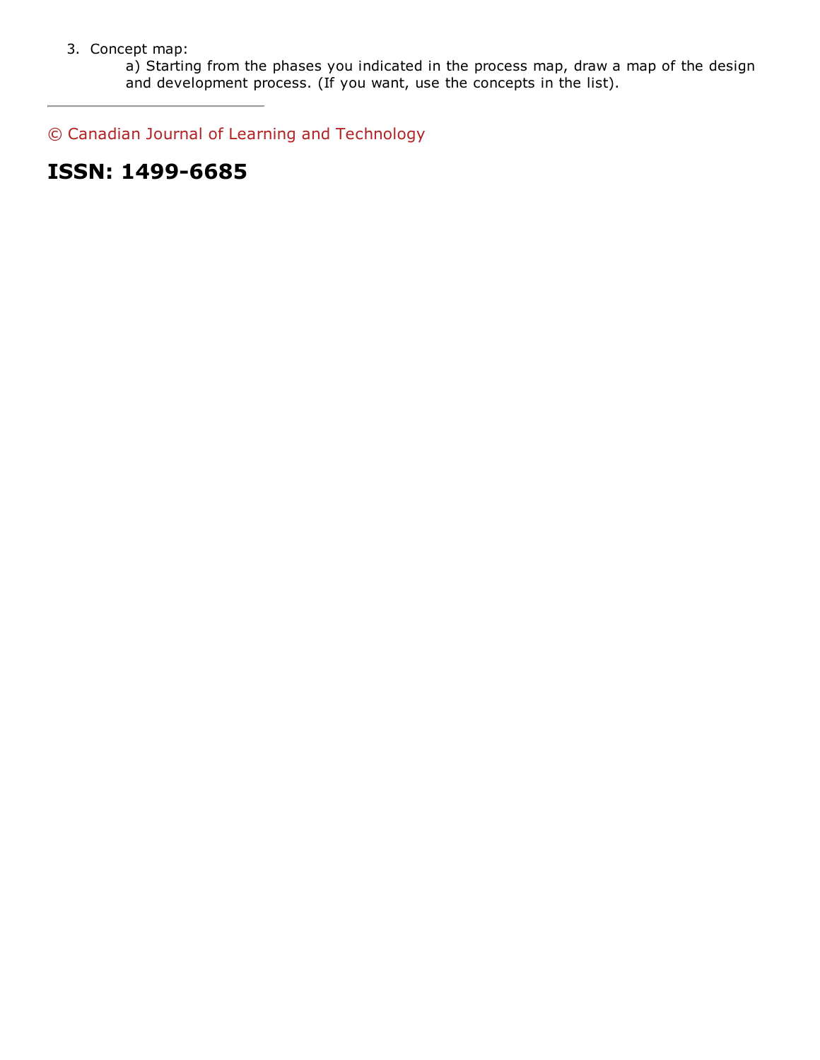3. Concept map:

   a) Starting from the phases you indicated in the process map, draw a map of the design and development process. (If you want, use the concepts in the list).

---

© Canadian Journal of Learning and Technology

**ISSN: 1499-6685**